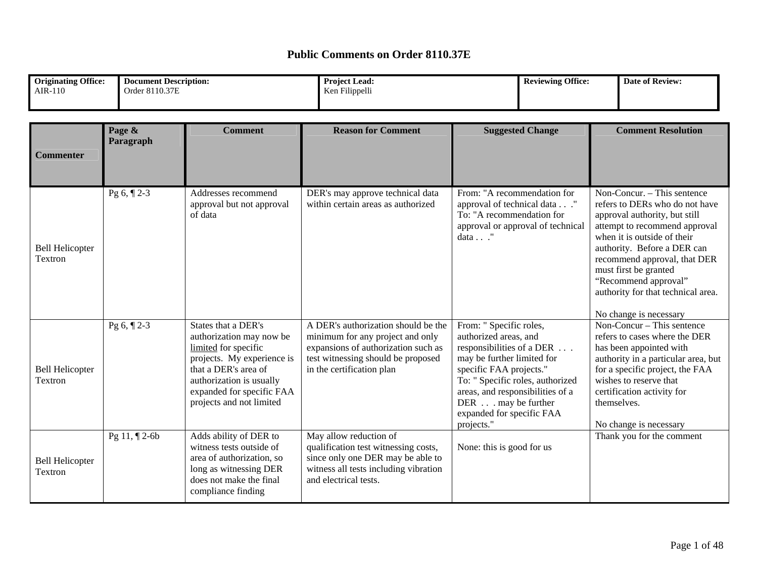# Public Comments on Order 8110.37E

| Originating Office: | Document Description: | Project Lead: | Reviewing Office: | Date of Review: |
|---|---|---|---|---|
| AIR-110 | Order 8110.37E | Ken Filippelli | | |

| Commenter | Page & Paragraph | Comment | Reason for Comment | Suggested Change | Comment Resolution |
|---|---|---|---|---|---|
| Bell Helicopter Textron | Pg 6, ¶ 2-3 | Addresses recommend approval but not approval of data | DER's may approve technical data within certain areas as authorized | From: "A recommendation for approval of technical data . . ." To: "A recommendation for approval or approval of technical data . . ." | Non-Concur. – This sentence refers to DERs who do not have approval authority, but still attempt to recommend approval when it is outside of their authority. Before a DER can recommend approval, that DER must first be granted "Recommend approval" authority for that technical area.<br><br>No change is necessary |
| Bell Helicopter Textron | Pg 6, ¶ 2-3 | States that a DER's authorization may now be <u>limited</u> for specific projects. My experience is that a DER's area of authorization is usually expanded for specific FAA projects and not limited | A DER's authorization should be the minimum for any project and only expansions of authorization such as test witnessing should be proposed in the certification plan | From: " Specific roles, authorized areas, and responsibilities of a DER . . . may be further limited for specific FAA projects." To: " Specific roles, authorized areas, and responsibilities of a DER . . . may be further expanded for specific FAA projects." | Non-Concur – This sentence refers to cases where the DER has been appointed with authority in a particular area, but for a specific project, the FAA wishes to reserve that certification activity for themselves.<br><br>No change is necessary |
| Bell Helicopter Textron | Pg 11, ¶ 2-6b | Adds ability of DER to witness tests outside of area of authorization, so long as witnessing DER does not make the final compliance finding | May allow reduction of qualification test witnessing costs, since only one DER may be able to witness all tests including vibration and electrical tests. | None: this is good for us | Thank you for the comment |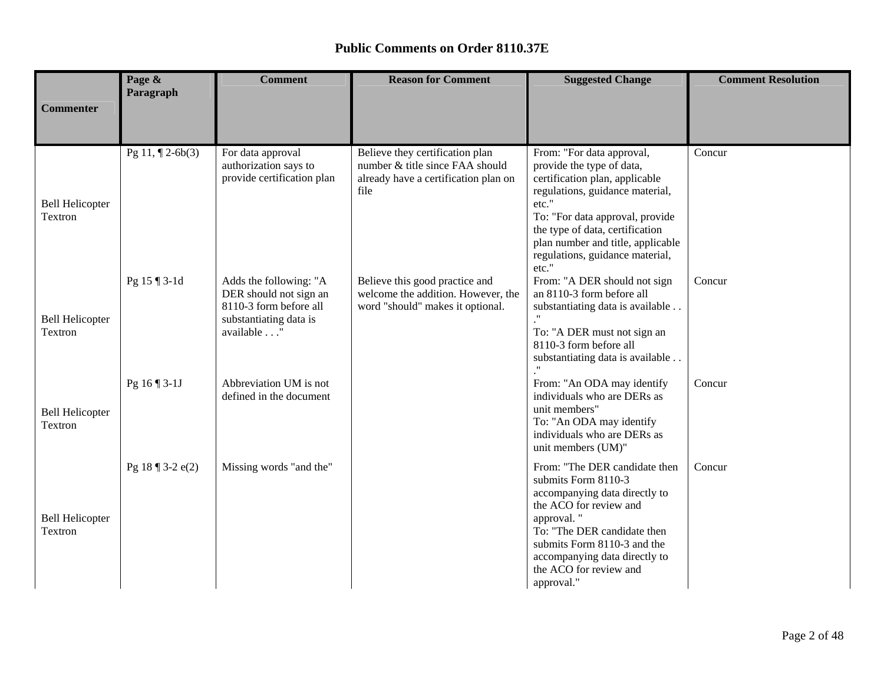# Public Comments on Order 8110.37E

| Commenter | Page & Paragraph | Comment | Reason for Comment | Suggested Change | Comment Resolution |
|---|---|---|---|---|---|
| Bell Helicopter Textron | Pg 11, ¶ 2-6b(3) | For data approval authorization says to provide certification plan | Believe they certification plan number & title since FAA should already have a certification plan on file | From: "For data approval, provide the type of data, certification plan, applicable regulations, guidance material, etc." To: "For data approval, provide the type of data, certification plan number and title, applicable regulations, guidance material, etc." | Concur |
| Bell Helicopter Textron | Pg 15 ¶ 3-1d | Adds the following: "A DER should not sign an 8110-3 form before all substantiating data is available . . ." | Believe this good practice and welcome the addition. However, the word "should" makes it optional. | From: "A DER should not sign an 8110-3 form before all substantiating data is available . . ." To: "A DER must not sign an 8110-3 form before all substantiating data is available . . ." | Concur |
| Bell Helicopter Textron | Pg 16 ¶ 3-1J | Abbreviation UM is not defined in the document | | From: "An ODA may identify individuals who are DERs as unit members" To: "An ODA may identify individuals who are DERs as unit members (UM)" | Concur |
| Bell Helicopter Textron | Pg 18 ¶ 3-2 e(2) | Missing words "and the" | | From: "The DER candidate then submits Form 8110-3 accompanying data directly to the ACO for review and approval. " To: "The DER candidate then submits Form 8110-3 and the accompanying data directly to the ACO for review and approval." | Concur |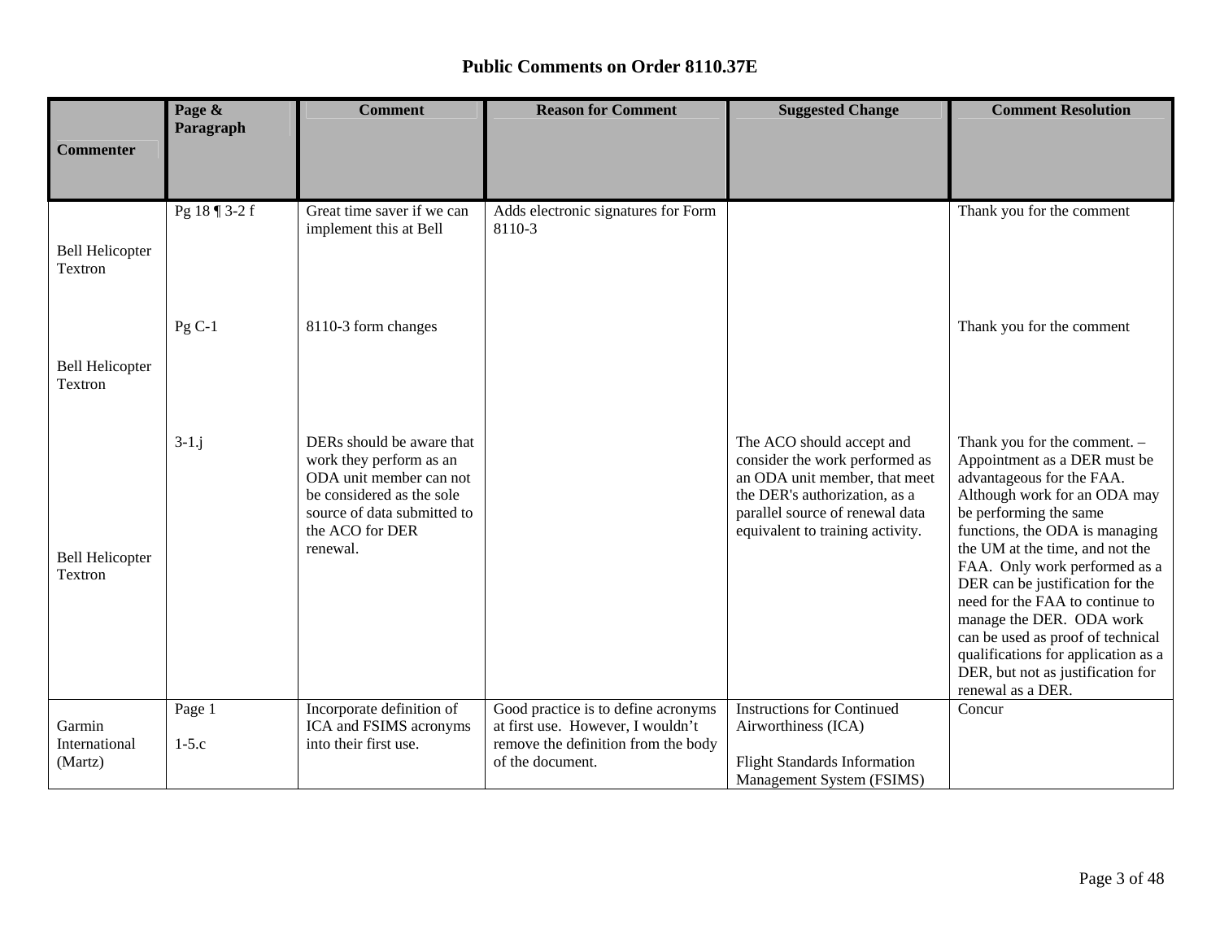# Public Comments on Order 8110.37E

| Commenter | Page & Paragraph | Comment | Reason for Comment | Suggested Change | Comment Resolution |
|---|---|---|---|---|---|
| Bell Helicopter Textron | Pg 18 ¶ 3-2 f | Great time saver if we can implement this at Bell | Adds electronic signatures for Form 8110-3 | | Thank you for the comment |
| Bell Helicopter Textron | Pg C-1 | 8110-3 form changes | | | Thank you for the comment |
| Bell Helicopter Textron | 3-1.j | DERs should be aware that work they perform as an ODA unit member can not be considered as the sole source of data submitted to the ACO for DER renewal. | | The ACO should accept and consider the work performed as an ODA unit member, that meet the DER's authorization, as a parallel source of renewal data equivalent to training activity. | Thank you for the comment. – Appointment as a DER must be advantageous for the FAA. Although work for an ODA may be performing the same functions, the ODA is managing the UM at the time, and not the FAA. Only work performed as a DER can be justification for the need for the FAA to continue to manage the DER. ODA work can be used as proof of technical qualifications for application as a DER, but not as justification for renewal as a DER. |
| Garmin International (Martz) | Page 1<br><br>1-5.c | Incorporate definition of ICA and FSIMS acronyms into their first use. | Good practice is to define acronyms at first use. However, I wouldn't remove the definition from the body of the document. | Instructions for Continued Airworthiness (ICA)<br><br>Flight Standards Information Management System (FSIMS) | Concur |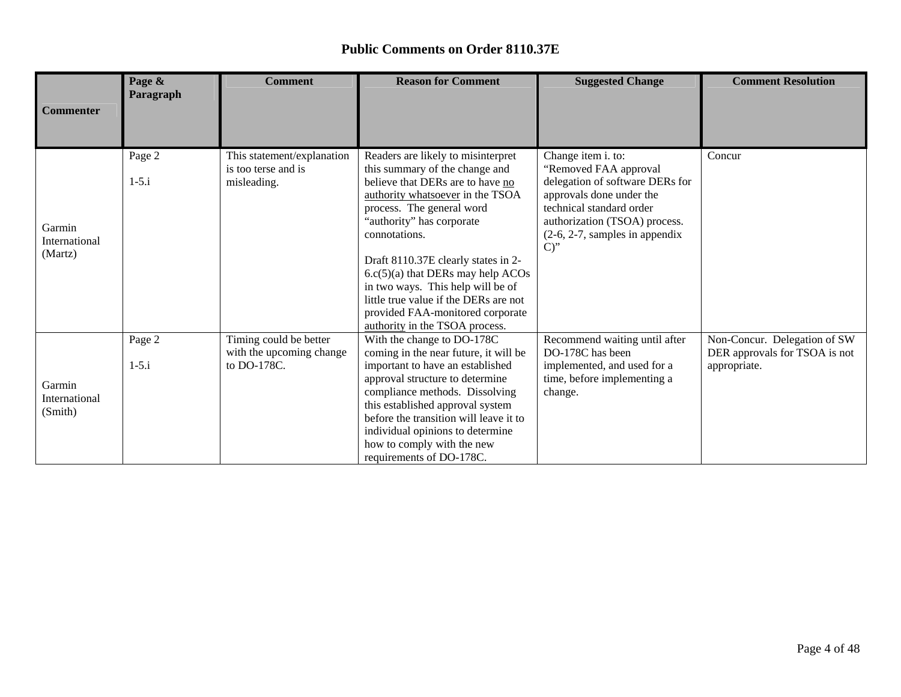# Public Comments on Order 8110.37E

| Commenter | Page & Paragraph | Comment | Reason for Comment | Suggested Change | Comment Resolution |
|---|---|---|---|---|---|
| Garmin International (Martz) | Page 2<br><br>1-5.i | This statement/explanation is too terse and is misleading. | Readers are likely to misinterpret this summary of the change and believe that DERs are to have no authority whatsoever in the TSOA process. The general word "authority" has corporate connotations.<br><br>Draft 8110.37E clearly states in 2-6.c(5)(a) that DERs may help ACOs in two ways. This help will be of little true value if the DERs are not provided FAA-monitored corporate authority in the TSOA process. | Change item i. to:<br>"Removed FAA approval delegation of software DERs for approvals done under the technical standard order authorization (TSOA) process. (2-6, 2-7, samples in appendix C)" | Concur |
| Garmin International (Smith) | Page 2<br><br>1-5.i | Timing could be better with the upcoming change to DO-178C. | With the change to DO-178C coming in the near future, it will be important to have an established approval structure to determine compliance methods. Dissolving this established approval system before the transition will leave it to individual opinions to determine how to comply with the new requirements of DO-178C. | Recommend waiting until after DO-178C has been implemented, and used for a time, before implementing a change. | Non-Concur. Delegation of SW DER approvals for TSOA is not appropriate. |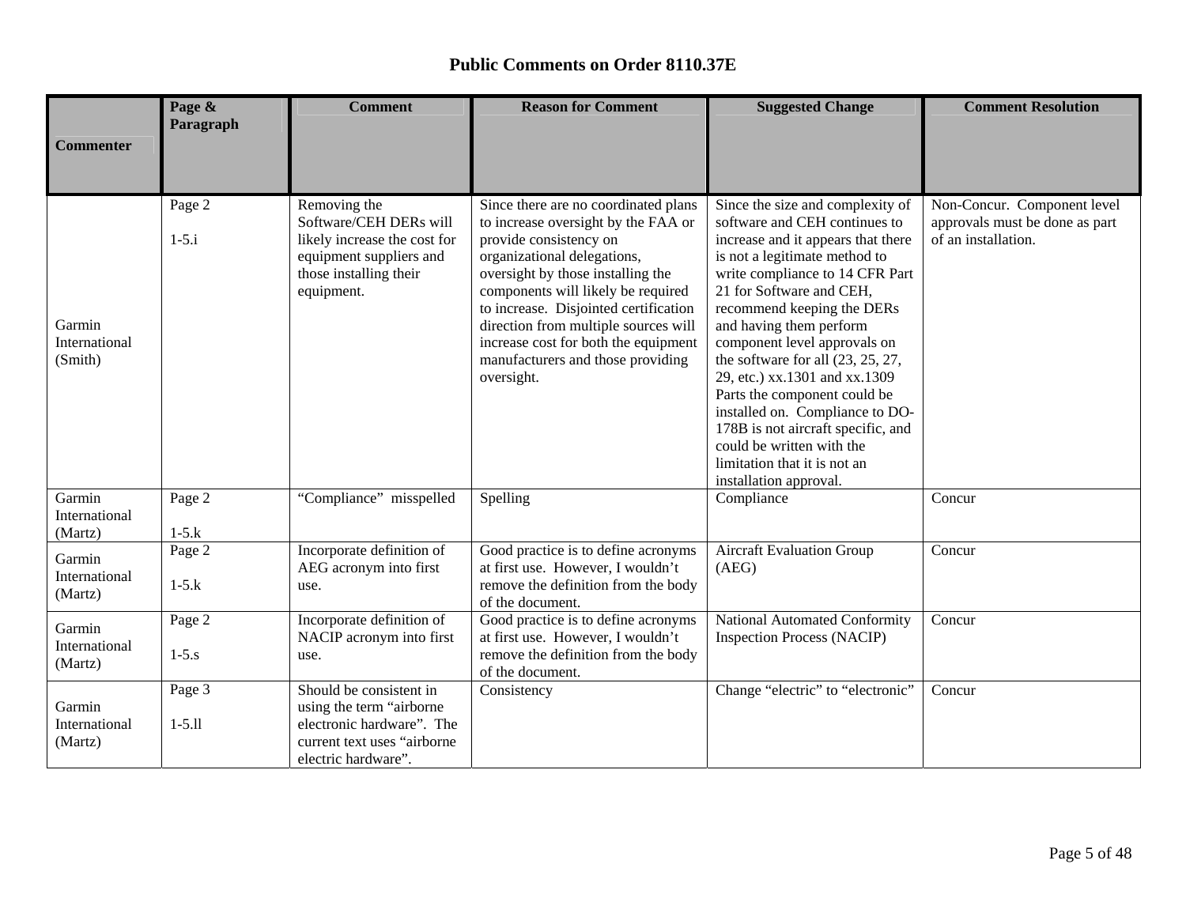# Public Comments on Order 8110.37E

| Commenter | Page & Paragraph | Comment | Reason for Comment | Suggested Change | Comment Resolution |
|---|---|---|---|---|---|
| Garmin International (Smith) | Page 2<br><br>1-5.i | Removing the Software/CEH DERs will likely increase the cost for equipment suppliers and those installing their equipment. | Since there are no coordinated plans to increase oversight by the FAA or provide consistency on organizational delegations, oversight by those installing the components will likely be required to increase. Disjointed certification direction from multiple sources will increase cost for both the equipment manufacturers and those providing oversight. | Since the size and complexity of software and CEH continues to increase and it appears that there is not a legitimate method to write compliance to 14 CFR Part 21 for Software and CEH, recommend keeping the DERs and having them perform component level approvals on the software for all (23, 25, 27, 29, etc.) xx.1301 and xx.1309 Parts the component could be installed on. Compliance to DO-178B is not aircraft specific, and could be written with the limitation that it is not an installation approval. | Non-Concur. Component level approvals must be done as part of an installation. |
| Garmin International (Martz) | Page 2<br><br>1-5.k | "Compliance" misspelled | Spelling | Compliance | Concur |
| Garmin International (Martz) | Page 2<br><br>1-5.k | Incorporate definition of AEG acronym into first use. | Good practice is to define acronyms at first use. However, I wouldn't remove the definition from the body of the document. | Aircraft Evaluation Group (AEG) | Concur |
| Garmin International (Martz) | Page 2<br><br>1-5.s | Incorporate definition of NACIP acronym into first use. | Good practice is to define acronyms at first use. However, I wouldn't remove the definition from the body of the document. | National Automated Conformity Inspection Process (NACIP) | Concur |
| Garmin International (Martz) | Page 3<br><br>1-5.ll | Should be consistent in using the term "airborne electronic hardware". The current text uses "airborne electric hardware". | Consistency | Change "electric" to "electronic" | Concur |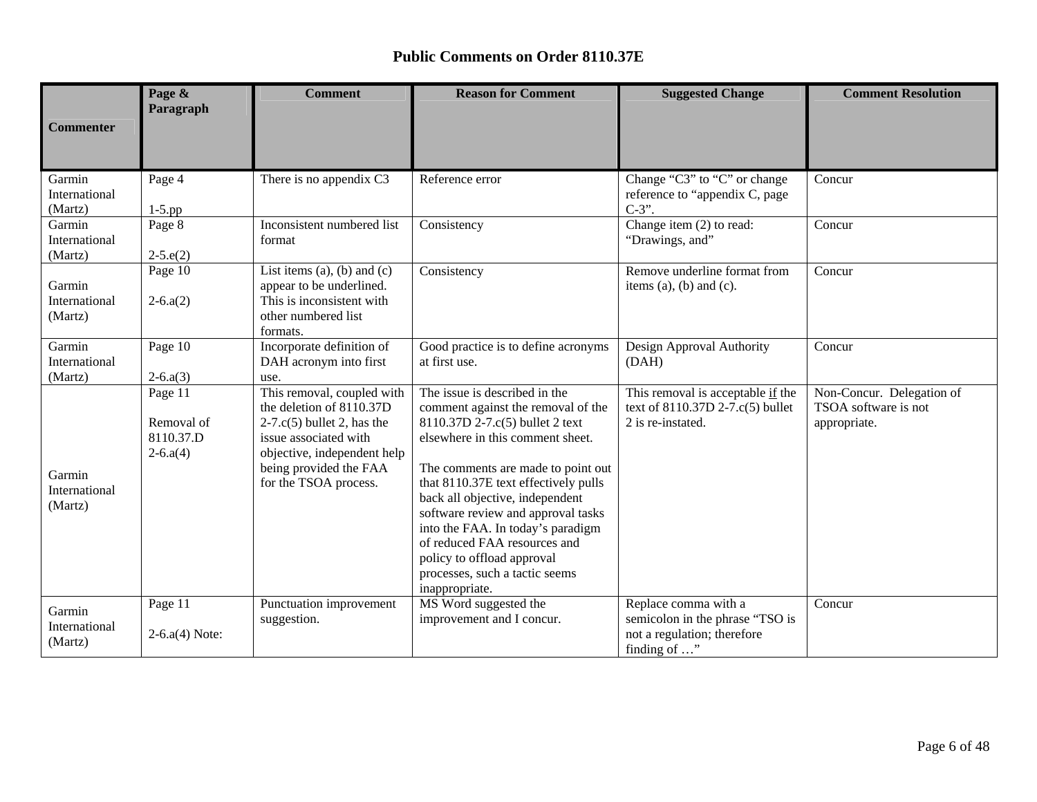# Public Comments on Order 8110.37E

| Commenter | Page & Paragraph | Comment | Reason for Comment | Suggested Change | Comment Resolution |
|---|---|---|---|---|---|
| Garmin International (Martz) | Page 4<br><br>1-5.pp | There is no appendix C3 | Reference error | Change "C3" to "C" or change reference to "appendix C, page C-3". | Concur |
| Garmin International (Martz) | Page 8<br><br>2-5.e(2) | Inconsistent numbered list format | Consistency | Change item (2) to read: "Drawings, and" | Concur |
| Garmin International (Martz) | Page 10<br><br>2-6.a(2) | List items (a), (b) and (c) appear to be underlined. This is inconsistent with other numbered list formats. | Consistency | Remove underline format from items (a), (b) and (c). | Concur |
| Garmin International (Martz) | Page 10<br><br>2-6.a(3) | Incorporate definition of DAH acronym into first use. | Good practice is to define acronyms at first use. | Design Approval Authority (DAH) | Concur |
| Garmin International (Martz) | Page 11<br><br>Removal of 8110.37.D 2-6.a(4) | This removal, coupled with the deletion of 8110.37D 2-7.c(5) bullet 2, has the issue associated with objective, independent help being provided the FAA for the TSOA process. | The issue is described in the comment against the removal of the 8110.37D 2-7.c(5) bullet 2 text elsewhere in this comment sheet.<br><br>The comments are made to point out that 8110.37E text effectively pulls back all objective, independent software review and approval tasks into the FAA. In today's paradigm of reduced FAA resources and policy to offload approval processes, such a tactic seems inappropriate. | This removal is acceptable <u>if</u> the text of 8110.37D 2-7.c(5) bullet 2 is re-instated. | Non-Concur. Delegation of TSOA software is not appropriate. |
| Garmin International (Martz) | Page 11<br><br>2-6.a(4) Note: | Punctuation improvement suggestion. | MS Word suggested the improvement and I concur. | Replace comma with a semicolon in the phrase "TSO is not a regulation; therefore finding of …" | Concur |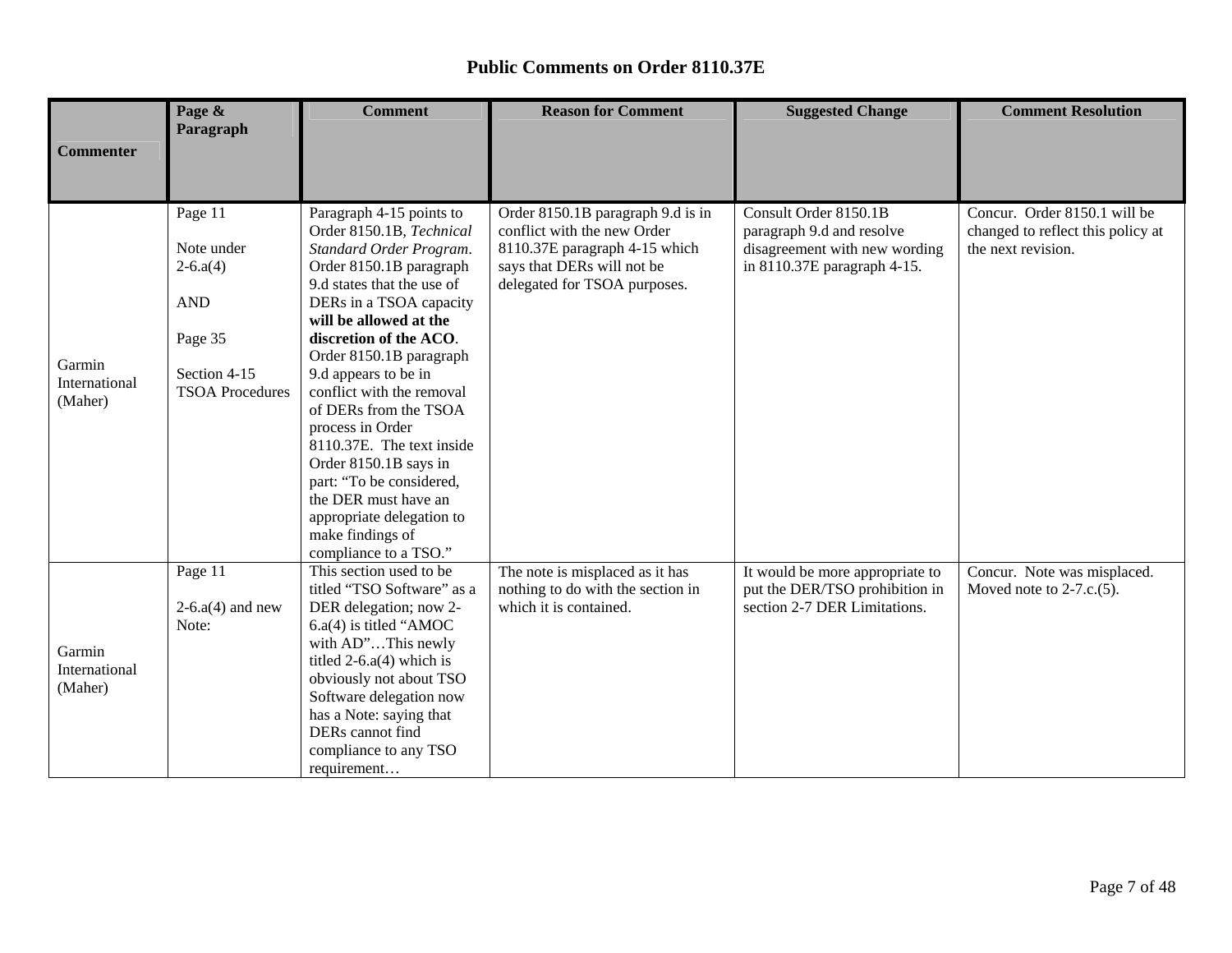# Public Comments on Order 8110.37E

| Commenter | Page & Paragraph | Comment | Reason for Comment | Suggested Change | Comment Resolution |
|---|---|---|---|---|---|
| Garmin International (Maher) | Page 11<br><br>Note under 2-6.a(4)<br><br>AND<br><br>Page 35<br><br>Section 4-15 TSOA Procedures | Paragraph 4-15 points to Order 8150.1B, *Technical Standard Order Program*. Order 8150.1B paragraph 9.d states that the use of DERs in a TSOA capacity **will be allowed at the discretion of the ACO**. Order 8150.1B paragraph 9.d appears to be in conflict with the removal of DERs from the TSOA process in Order 8110.37E. The text inside Order 8150.1B says in part: "To be considered, the DER must have an appropriate delegation to make findings of compliance to a TSO." | Order 8150.1B paragraph 9.d is in conflict with the new Order 8110.37E paragraph 4-15 which says that DERs will not be delegated for TSOA purposes. | Consult Order 8150.1B paragraph 9.d and resolve disagreement with new wording in 8110.37E paragraph 4-15. | Concur. Order 8150.1 will be changed to reflect this policy at the next revision. |
| Garmin International (Maher) | Page 11<br><br>2-6.a(4) and new Note: | This section used to be titled "TSO Software" as a DER delegation; now 2-6.a(4) is titled "AMOC with AD"…This newly titled 2-6.a(4) which is obviously not about TSO Software delegation now has a Note: saying that DERs cannot find compliance to any TSO requirement… | The note is misplaced as it has nothing to do with the section in which it is contained. | It would be more appropriate to put the DER/TSO prohibition in section 2-7 DER Limitations. | Concur. Note was misplaced. Moved note to 2-7.c.(5). |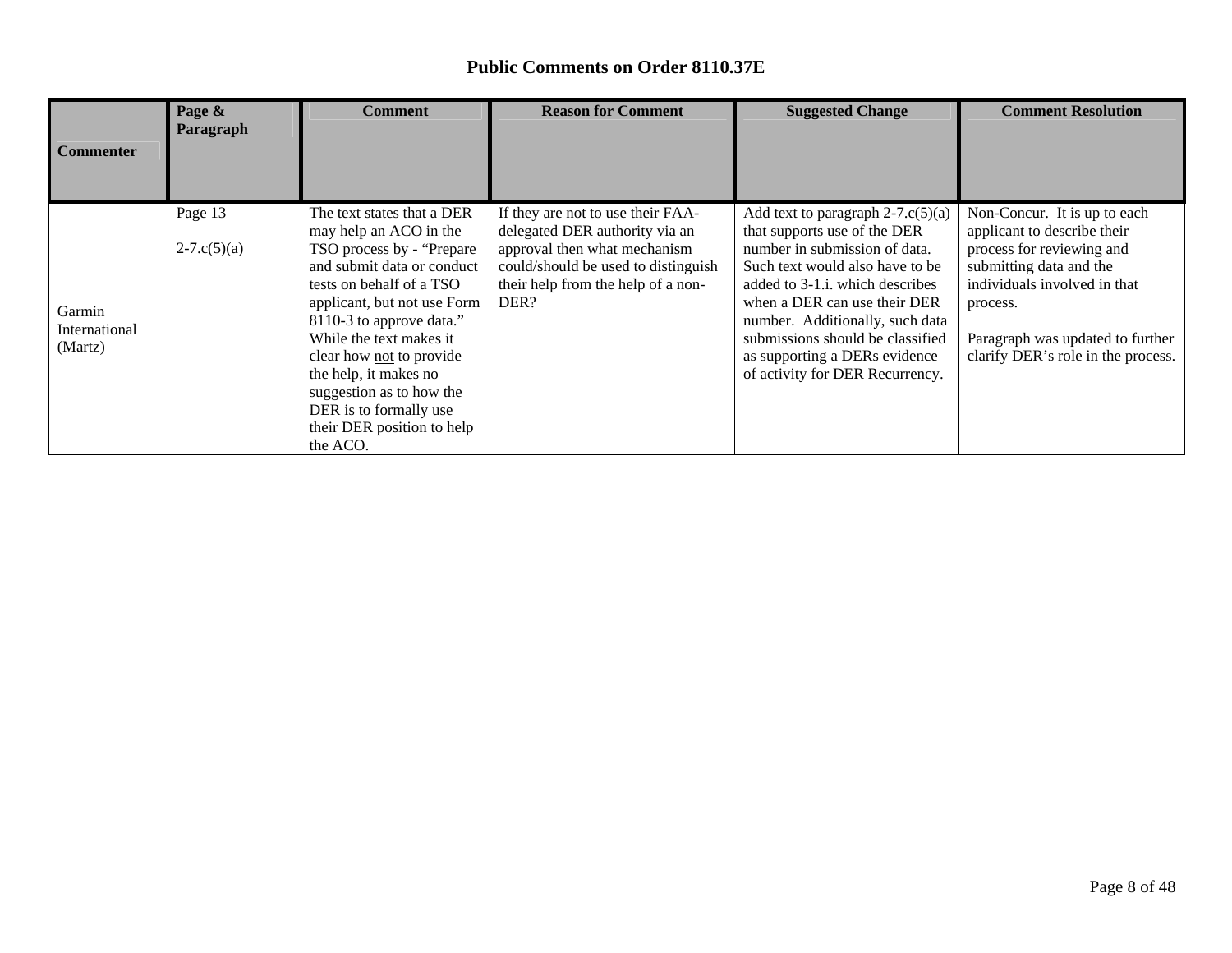# Public Comments on Order 8110.37E

| Commenter | Page & Paragraph | Comment | Reason for Comment | Suggested Change | Comment Resolution |
|---|---|---|---|---|---|
| Garmin International (Martz) | Page 13<br><br>2-7.c(5)(a) | The text states that a DER may help an ACO in the TSO process by - "Prepare and submit data or conduct tests on behalf of a TSO applicant, but not use Form 8110-3 to approve data." While the text makes it clear how <u>not</u> to provide the help, it makes no suggestion as to how the DER is to formally use their DER position to help the ACO. | If they are not to use their FAA-delegated DER authority via an approval then what mechanism could/should be used to distinguish their help from the help of a non-DER? | Add text to paragraph 2-7.c(5)(a) that supports use of the DER number in submission of data. Such text would also have to be added to 3-1.i. which describes when a DER can use their DER number. Additionally, such data submissions should be classified as supporting a DERs evidence of activity for DER Recurrency. | Non-Concur. It is up to each applicant to describe their process for reviewing and submitting data and the individuals involved in that process.<br><br>Paragraph was updated to further clarify DER's role in the process. |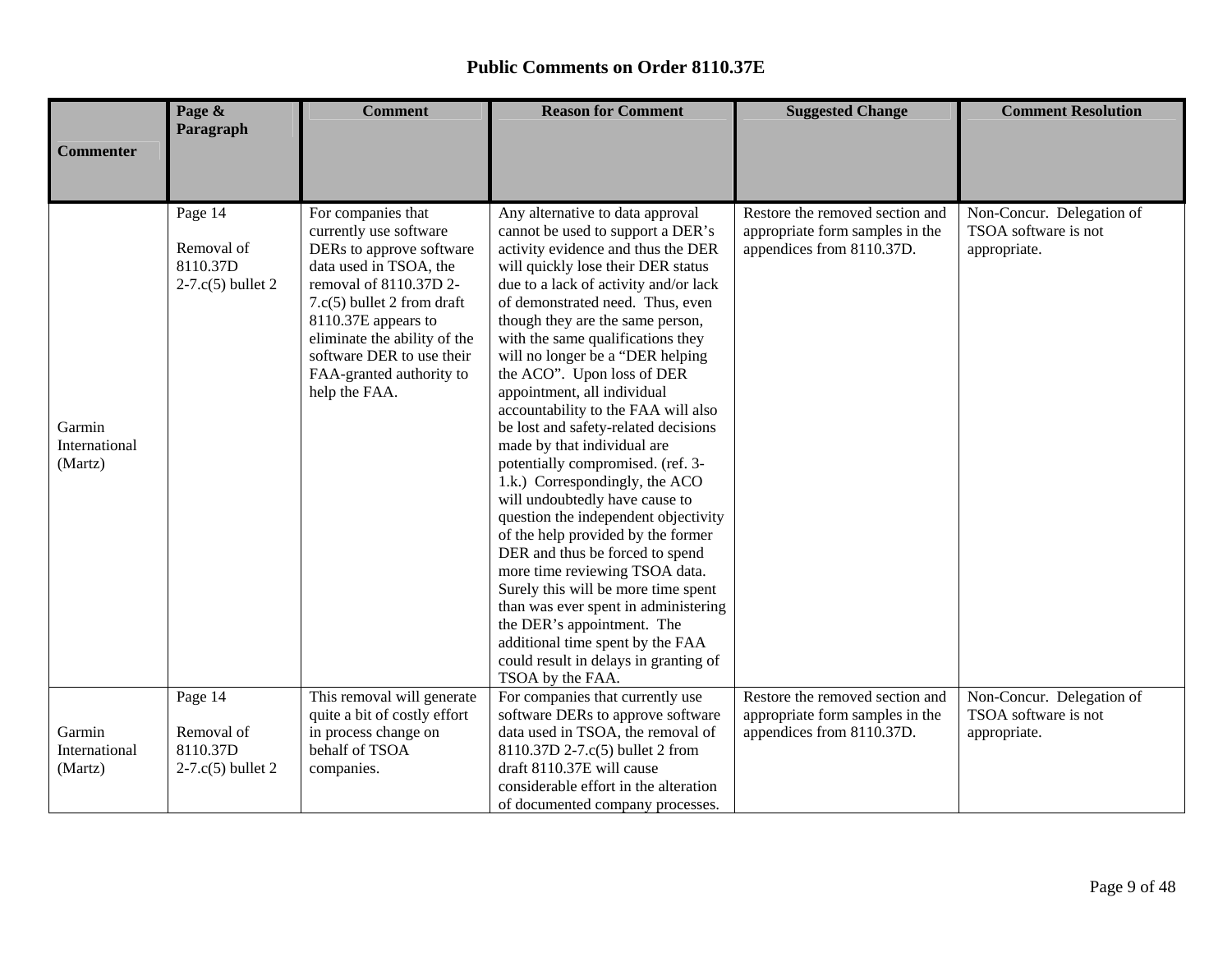# Public Comments on Order 8110.37E

| Commenter | Page & Paragraph | Comment | Reason for Comment | Suggested Change | Comment Resolution |
|---|---|---|---|---|---|
| Garmin International (Martz) | Page 14<br><br>Removal of 8110.37D 2-7.c(5) bullet 2 | For companies that currently use software DERs to approve software data used in TSOA, the removal of 8110.37D 2-7.c(5) bullet 2 from draft 8110.37E appears to eliminate the ability of the software DER to use their FAA-granted authority to help the FAA. | Any alternative to data approval cannot be used to support a DER's activity evidence and thus the DER will quickly lose their DER status due to a lack of activity and/or lack of demonstrated need. Thus, even though they are the same person, with the same qualifications they will no longer be a "DER helping the ACO". Upon loss of DER appointment, all individual accountability to the FAA will also be lost and safety-related decisions made by that individual are potentially compromised. (ref. 3-1.k.) Correspondingly, the ACO will undoubtedly have cause to question the independent objectivity of the help provided by the former DER and thus be forced to spend more time reviewing TSOA data. Surely this will be more time spent than was ever spent in administering the DER's appointment. The additional time spent by the FAA could result in delays in granting of TSOA by the FAA. | Restore the removed section and appropriate form samples in the appendices from 8110.37D. | Non-Concur. Delegation of TSOA software is not appropriate. |
| Garmin International (Martz) | Page 14<br><br>Removal of 8110.37D 2-7.c(5) bullet 2 | This removal will generate quite a bit of costly effort in process change on behalf of TSOA companies. | For companies that currently use software DERs to approve software data used in TSOA, the removal of 8110.37D 2-7.c(5) bullet 2 from draft 8110.37E will cause considerable effort in the alteration of documented company processes. | Restore the removed section and appropriate form samples in the appendices from 8110.37D. | Non-Concur. Delegation of TSOA software is not appropriate. |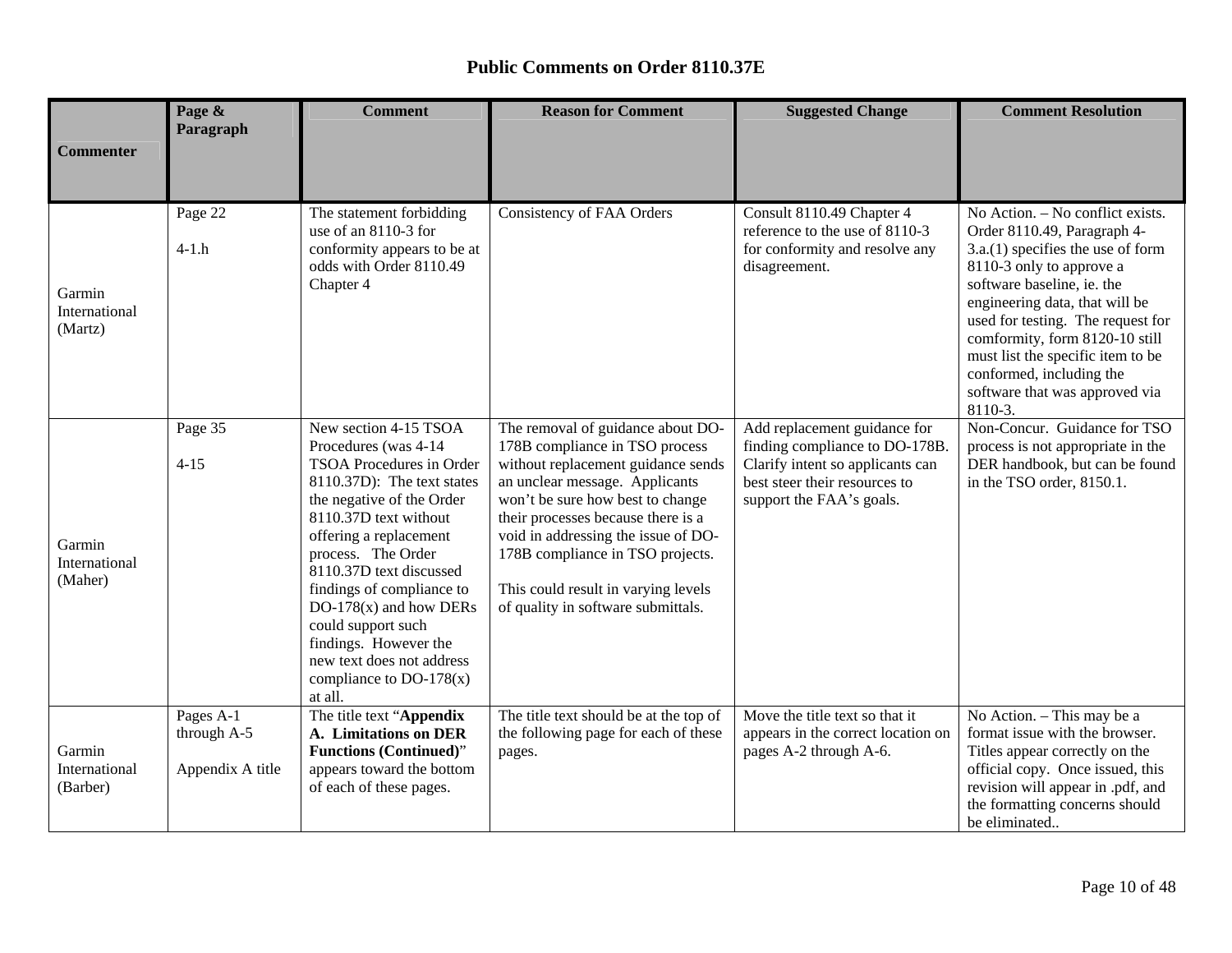# Public Comments on Order 8110.37E

| Commenter | Page & Paragraph | Comment | Reason for Comment | Suggested Change | Comment Resolution |
|---|---|---|---|---|---|
| Garmin International (Martz) | Page 22<br><br>4-1.h | The statement forbidding use of an 8110-3 for conformity appears to be at odds with Order 8110.49 Chapter 4 | Consistency of FAA Orders | Consult 8110.49 Chapter 4 reference to the use of 8110-3 for conformity and resolve any disagreement. | No Action. – No conflict exists. Order 8110.49, Paragraph 4-3.a.(1) specifies the use of form 8110-3 only to approve a software baseline, ie. the engineering data, that will be used for testing. The request for comformity, form 8120-10 still must list the specific item to be conformed, including the software that was approved via 8110-3. |
| Garmin International (Maher) | Page 35<br><br>4-15 | New section 4-15 TSOA Procedures (was 4-14 TSOA Procedures in Order 8110.37D): The text states the negative of the Order 8110.37D text without offering a replacement process. The Order 8110.37D text discussed findings of compliance to DO-178(x) and how DERs could support such findings. However the new text does not address compliance to DO-178(x) at all. | The removal of guidance about DO-178B compliance in TSO process without replacement guidance sends an unclear message. Applicants won't be sure how best to change their processes because there is a void in addressing the issue of DO-178B compliance in TSO projects.<br><br>This could result in varying levels of quality in software submittals. | Add replacement guidance for finding compliance to DO-178B. Clarify intent so applicants can best steer their resources to support the FAA's goals. | Non-Concur. Guidance for TSO process is not appropriate in the DER handbook, but can be found in the TSO order, 8150.1. |
| Garmin International (Barber) | Pages A-1 through A-5<br><br>Appendix A title | The title text "**Appendix A. Limitations on DER Functions (Continued)**" appears toward the bottom of each of these pages. | The title text should be at the top of the following page for each of these pages. | Move the title text so that it appears in the correct location on pages A-2 through A-6. | No Action. – This may be a format issue with the browser. Titles appear correctly on the official copy. Once issued, this revision will appear in .pdf, and the formatting concerns should be eliminated.. |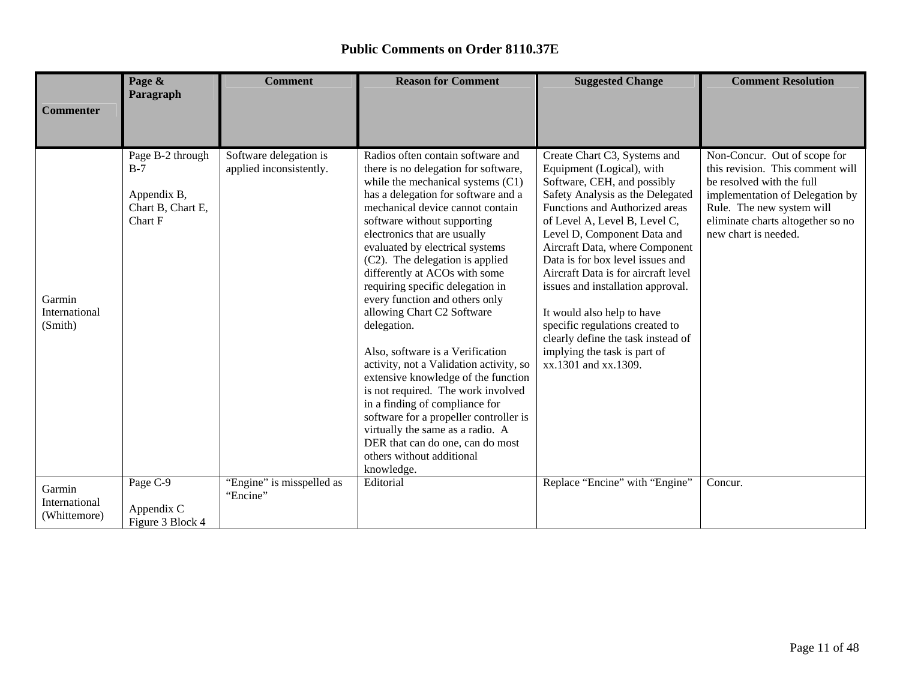# Public Comments on Order 8110.37E

| Commenter | Page & Paragraph | Comment | Reason for Comment | Suggested Change | Comment Resolution |
|---|---|---|---|---|---|
| Garmin International (Smith) | Page B-2 through B-7<br><br>Appendix B, Chart B, Chart E, Chart F | Software delegation is applied inconsistently. | Radios often contain software and there is no delegation for software, while the mechanical systems (C1) has a delegation for software and a mechanical device cannot contain software without supporting electronics that are usually evaluated by electrical systems (C2). The delegation is applied differently at ACOs with some requiring specific delegation in every function and others only allowing Chart C2 Software delegation.<br><br>Also, software is a Verification activity, not a Validation activity, so extensive knowledge of the function is not required. The work involved in a finding of compliance for software for a propeller controller is virtually the same as a radio. A DER that can do one, can do most others without additional knowledge. | Create Chart C3, Systems and Equipment (Logical), with Software, CEH, and possibly Safety Analysis as the Delegated Functions and Authorized areas of Level A, Level B, Level C, Level D, Component Data and Aircraft Data, where Component Data is for box level issues and Aircraft Data is for aircraft level issues and installation approval.<br><br>It would also help to have specific regulations created to clearly define the task instead of implying the task is part of xx.1301 and xx.1309. | Non-Concur. Out of scope for this revision. This comment will be resolved with the full implementation of Delegation by Rule. The new system will eliminate charts altogether so no new chart is needed. |
| Garmin International (Whittemore) | Page C-9<br><br>Appendix C Figure 3 Block 4 | "Engine" is misspelled as "Encine" | Editorial | Replace "Encine" with "Engine" | Concur. |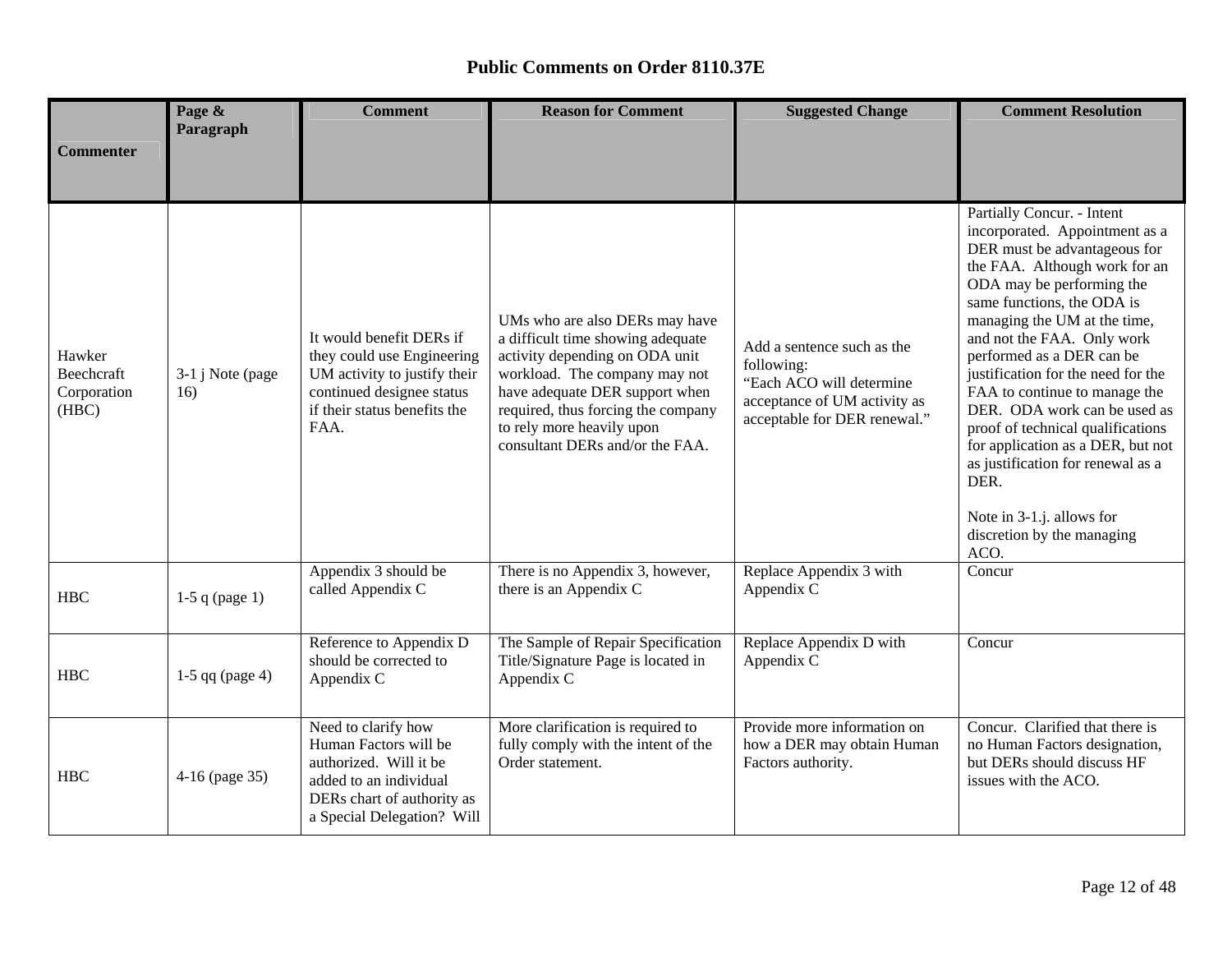# Public Comments on Order 8110.37E

| Commenter | Page & Paragraph | Comment | Reason for Comment | Suggested Change | Comment Resolution |
|---|---|---|---|---|---|
| Hawker Beechcraft Corporation (HBC) | 3-1 j Note (page 16) | It would benefit DERs if they could use Engineering UM activity to justify their continued designee status if their status benefits the FAA. | UMs who are also DERs may have a difficult time showing adequate activity depending on ODA unit workload. The company may not have adequate DER support when required, thus forcing the company to rely more heavily upon consultant DERs and/or the FAA. | Add a sentence such as the following: "Each ACO will determine acceptance of UM activity as acceptable for DER renewal." | Partially Concur. - Intent incorporated. Appointment as a DER must be advantageous for the FAA. Although work for an ODA may be performing the same functions, the ODA is managing the UM at the time, and not the FAA. Only work performed as a DER can be justification for the need for the FAA to continue to manage the DER. ODA work can be used as proof of technical qualifications for application as a DER, but not as justification for renewal as a DER.<br><br>Note in 3-1.j. allows for discretion by the managing ACO. |
| HBC | 1-5 q (page 1) | Appendix 3 should be called Appendix C | There is no Appendix 3, however, there is an Appendix C | Replace Appendix 3 with Appendix C | Concur |
| HBC | 1-5 qq (page 4) | Reference to Appendix D should be corrected to Appendix C | The Sample of Repair Specification Title/Signature Page is located in Appendix C | Replace Appendix D with Appendix C | Concur |
| HBC | 4-16 (page 35) | Need to clarify how Human Factors will be authorized. Will it be added to an individual DERs chart of authority as a Special Delegation? Will | More clarification is required to fully comply with the intent of the Order statement. | Provide more information on how a DER may obtain Human Factors authority. | Concur. Clarified that there is no Human Factors designation, but DERs should discuss HF issues with the ACO. |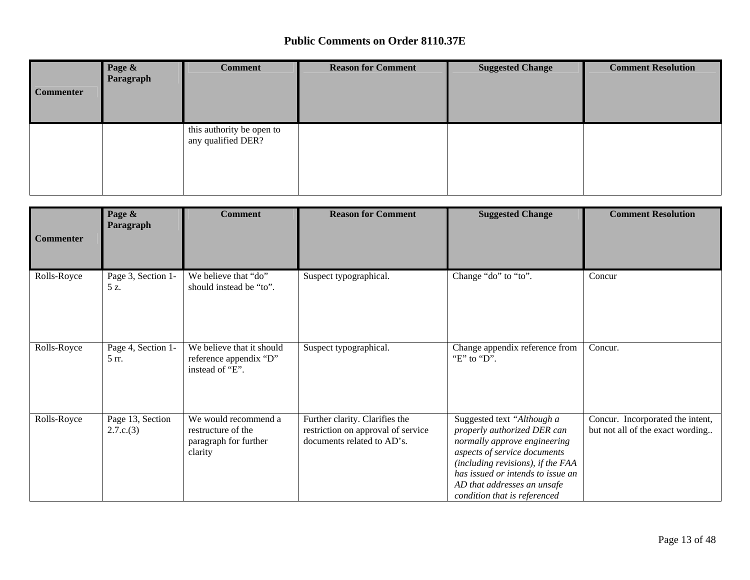# Public Comments on Order 8110.37E

| Commenter | Page & Paragraph | Comment | Reason for Comment | Suggested Change | Comment Resolution |
|---|---|---|---|---|---|
| | | this authority be open to any qualified DER? | | | |

| Commenter | Page & Paragraph | Comment | Reason for Comment | Suggested Change | Comment Resolution |
|---|---|---|---|---|---|
| Rolls-Royce | Page 3, Section 1-5 z. | We believe that "do" should instead be "to". | Suspect typographical. | Change "do" to "to". | Concur |
| Rolls-Royce | Page 4, Section 1-5 rr. | We believe that it should reference appendix "D" instead of "E". | Suspect typographical. | Change appendix reference from "E" to "D". | Concur. |
| Rolls-Royce | Page 13, Section 2.7.c.(3) | We would recommend a restructure of the paragraph for further clarity | Further clarity. Clarifies the restriction on approval of service documents related to AD's. | Suggested text *"Although a properly authorized DER can normally approve engineering aspects of service documents (including revisions), if the FAA has issued or intends to issue an AD that addresses an unsafe condition that is referenced* | Concur. Incorporated the intent, but not all of the exact wording.. |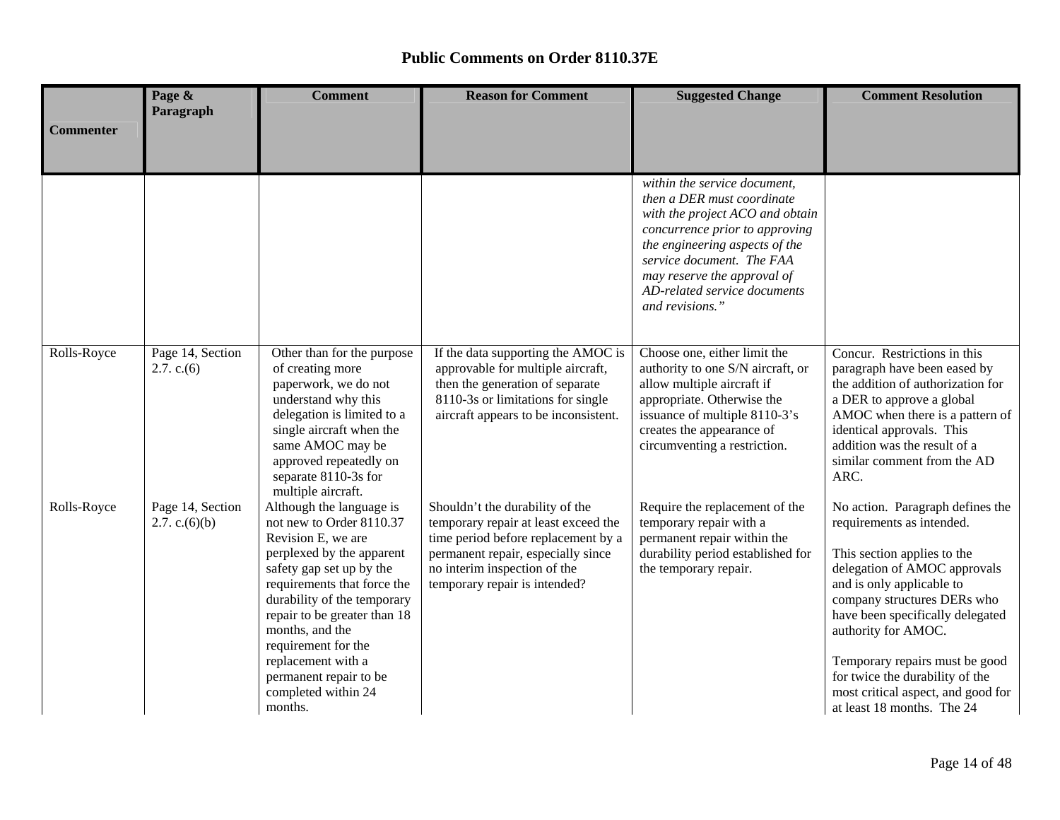# Public Comments on Order 8110.37E

| Commenter | Page & Paragraph | Comment | Reason for Comment | Suggested Change | Comment Resolution |
|---|---|---|---|---|---|
| | | | | *within the service document, then a DER must coordinate with the project ACO and obtain concurrence prior to approving the engineering aspects of the service document. The FAA may reserve the approval of AD-related service documents and revisions."* | |
| Rolls-Royce | Page 14, Section 2.7. c.(6) | Other than for the purpose of creating more paperwork, we do not understand why this delegation is limited to a single aircraft when the same AMOC may be approved repeatedly on separate 8110-3s for multiple aircraft. | If the data supporting the AMOC is approvable for multiple aircraft, then the generation of separate 8110-3s or limitations for single aircraft appears to be inconsistent. | Choose one, either limit the authority to one S/N aircraft, or allow multiple aircraft if appropriate. Otherwise the issuance of multiple 8110-3's creates the appearance of circumventing a restriction. | Concur. Restrictions in this paragraph have been eased by the addition of authorization for a DER to approve a global AMOC when there is a pattern of identical approvals. This addition was the result of a similar comment from the AD ARC. |
| Rolls-Royce | Page 14, Section 2.7. c.(6)(b) | Although the language is not new to Order 8110.37 Revision E, we are perplexed by the apparent safety gap set up by the requirements that force the durability of the temporary repair to be greater than 18 months, and the requirement for the replacement with a permanent repair to be completed within 24 months. | Shouldn't the durability of the temporary repair at least exceed the time period before replacement by a permanent repair, especially since no interim inspection of the temporary repair is intended? | Require the replacement of the temporary repair with a permanent repair within the durability period established for the temporary repair. | No action. Paragraph defines the requirements as intended.<br><br>This section applies to the delegation of AMOC approvals and is only applicable to company structures DERs who have been specifically delegated authority for AMOC.<br><br>Temporary repairs must be good for twice the durability of the most critical aspect, and good for at least 18 months. The 24 |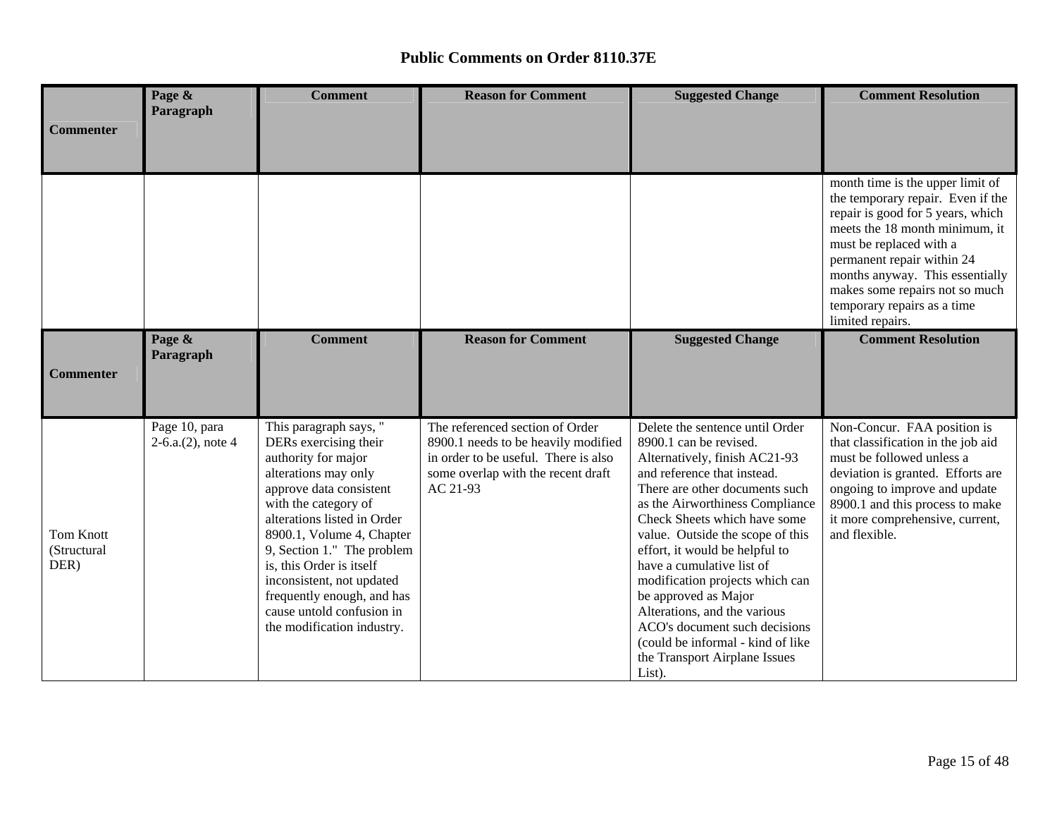## Public Comments on Order 8110.37E

| Commenter | Page & Paragraph | Comment | Reason for Comment | Suggested Change | Comment Resolution |
|---|---|---|---|---|---|
| | | | | | month time is the upper limit of the temporary repair. Even if the repair is good for 5 years, which meets the 18 month minimum, it must be replaced with a permanent repair within 24 months anyway. This essentially makes some repairs not so much temporary repairs as a time limited repairs. |

| Commenter | Page & Paragraph | Comment | Reason for Comment | Suggested Change | Comment Resolution |
|---|---|---|---|---|---|
| Tom Knott (Structural DER) | Page 10, para 2-6.a.(2), note 4 | This paragraph says, " DERs exercising their authority for major alterations may only approve data consistent with the category of alterations listed in Order 8900.1, Volume 4, Chapter 9, Section 1." The problem is, this Order is itself inconsistent, not updated frequently enough, and has cause untold confusion in the modification industry. | The referenced section of Order 8900.1 needs to be heavily modified in order to be useful. There is also some overlap with the recent draft AC 21-93 | Delete the sentence until Order 8900.1 can be revised. Alternatively, finish AC21-93 and reference that instead. There are other documents such as the Airworthiness Compliance Check Sheets which have some value. Outside the scope of this effort, it would be helpful to have a cumulative list of modification projects which can be approved as Major Alterations, and the various ACO's document such decisions (could be informal - kind of like the Transport Airplane Issues List). | Non-Concur. FAA position is that classification in the job aid must be followed unless a deviation is granted. Efforts are ongoing to improve and update 8900.1 and this process to make it more comprehensive, current, and flexible. |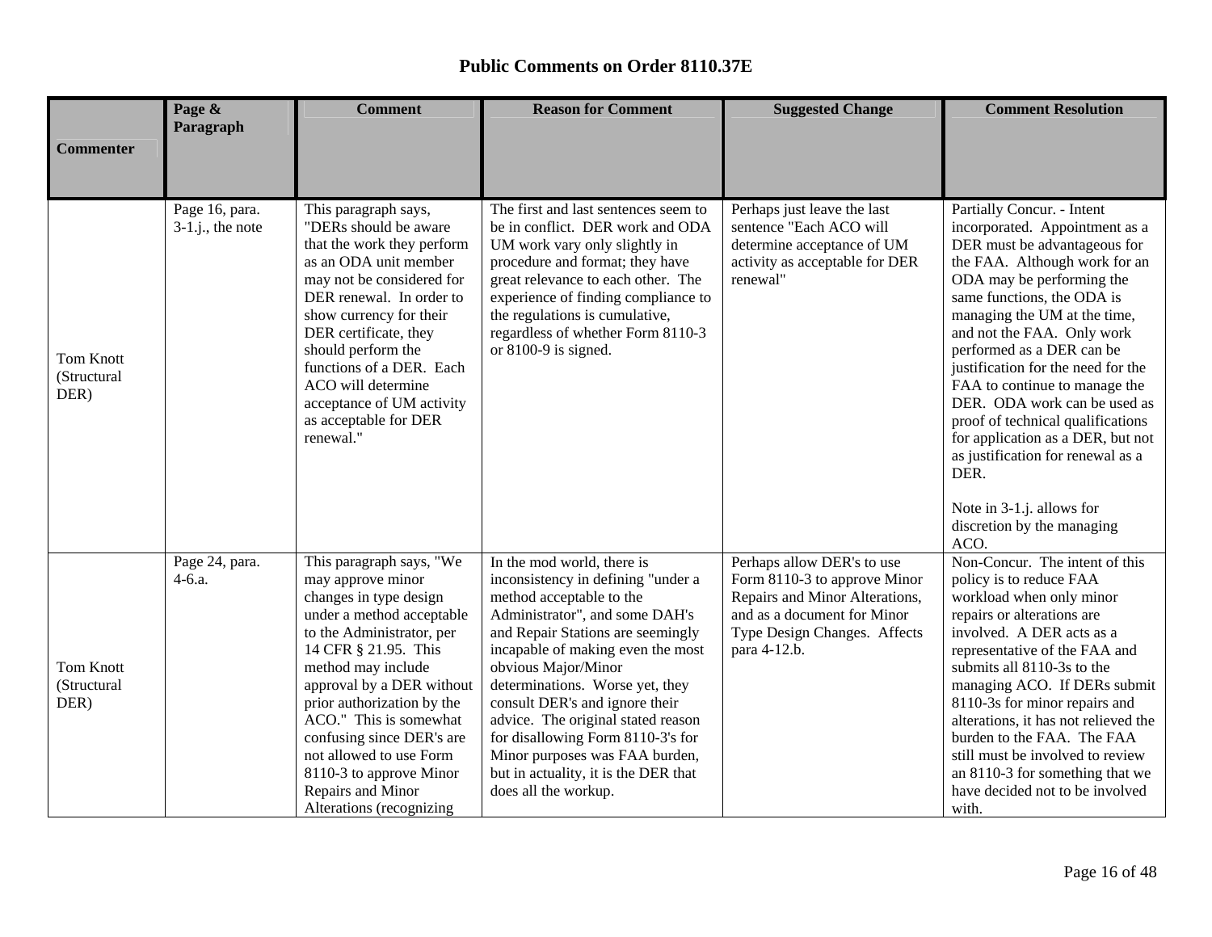# Public Comments on Order 8110.37E

| Commenter | Page & Paragraph | Comment | Reason for Comment | Suggested Change | Comment Resolution |
|---|---|---|---|---|---|
| Tom Knott (Structural DER) | Page 16, para. 3-1.j., the note | This paragraph says, "DERs should be aware that the work they perform as an ODA unit member may not be considered for DER renewal. In order to show currency for their DER certificate, they should perform the functions of a DER. Each ACO will determine acceptance of UM activity as acceptable for DER renewal." | The first and last sentences seem to be in conflict. DER work and ODA UM work vary only slightly in procedure and format; they have great relevance to each other. The experience of finding compliance to the regulations is cumulative, regardless of whether Form 8110-3 or 8100-9 is signed. | Perhaps just leave the last sentence "Each ACO will determine acceptance of UM activity as acceptable for DER renewal" | Partially Concur. - Intent incorporated. Appointment as a DER must be advantageous for the FAA. Although work for an ODA may be performing the same functions, the ODA is managing the UM at the time, and not the FAA. Only work performed as a DER can be justification for the need for the FAA to continue to manage the DER. ODA work can be used as proof of technical qualifications for application as a DER, but not as justification for renewal as a DER.<br><br>Note in 3-1.j. allows for discretion by the managing ACO. |
| Tom Knott (Structural DER) | Page 24, para. 4-6.a. | This paragraph says, "We may approve minor changes in type design under a method acceptable to the Administrator, per 14 CFR § 21.95. This method may include approval by a DER without prior authorization by the ACO." This is somewhat confusing since DER's are not allowed to use Form 8110-3 to approve Minor Repairs and Minor Alterations (recognizing | In the mod world, there is inconsistency in defining "under a method acceptable to the Administrator", and some DAH's and Repair Stations are seemingly incapable of making even the most obvious Major/Minor determinations. Worse yet, they consult DER's and ignore their advice. The original stated reason for disallowing Form 8110-3's for Minor purposes was FAA burden, but in actuality, it is the DER that does all the workup. | Perhaps allow DER's to use Form 8110-3 to approve Minor Repairs and Minor Alterations, and as a document for Minor Type Design Changes. Affects para 4-12.b. | Non-Concur. The intent of this policy is to reduce FAA workload when only minor repairs or alterations are involved. A DER acts as a representative of the FAA and submits all 8110-3s to the managing ACO. If DERs submit 8110-3s for minor repairs and alterations, it has not relieved the burden to the FAA. The FAA still must be involved to review an 8110-3 for something that we have decided not to be involved with. |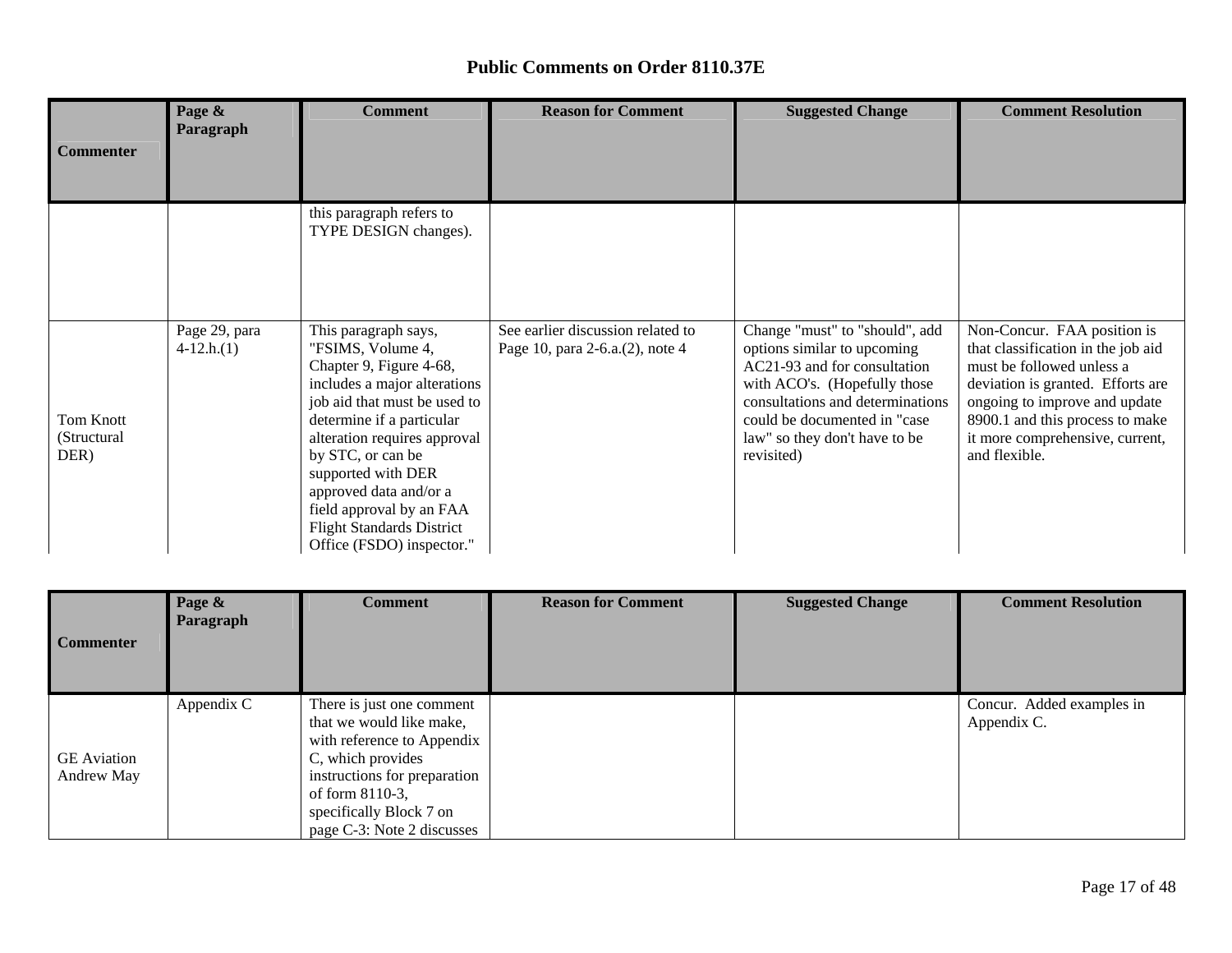# Public Comments on Order 8110.37E

| Commenter | Page & Paragraph | Comment | Reason for Comment | Suggested Change | Comment Resolution |
|---|---|---|---|---|---|
| | | this paragraph refers to TYPE DESIGN changes). | | | |
| Tom Knott (Structural DER) | Page 29, para 4-12.h.(1) | This paragraph says, "FSIMS, Volume 4, Chapter 9, Figure 4-68, includes a major alterations job aid that must be used to determine if a particular alteration requires approval by STC, or can be supported with DER approved data and/or a field approval by an FAA Flight Standards District Office (FSDO) inspector." | See earlier discussion related to Page 10, para 2-6.a.(2), note 4 | Change "must" to "should", add options similar to upcoming AC21-93 and for consultation with ACO's. (Hopefully those consultations and determinations could be documented in "case law" so they don't have to be revisited) | Non-Concur. FAA position is that classification in the job aid must be followed unless a deviation is granted. Efforts are ongoing to improve and update 8900.1 and this process to make it more comprehensive, current, and flexible. |

| Commenter | Page & Paragraph | Comment | Reason for Comment | Suggested Change | Comment Resolution |
|---|---|---|---|---|---|
| GE Aviation Andrew May | Appendix C | There is just one comment that we would like make, with reference to Appendix C, which provides instructions for preparation of form 8110-3, specifically Block 7 on page C-3: Note 2 discusses | | | Concur. Added examples in Appendix C. |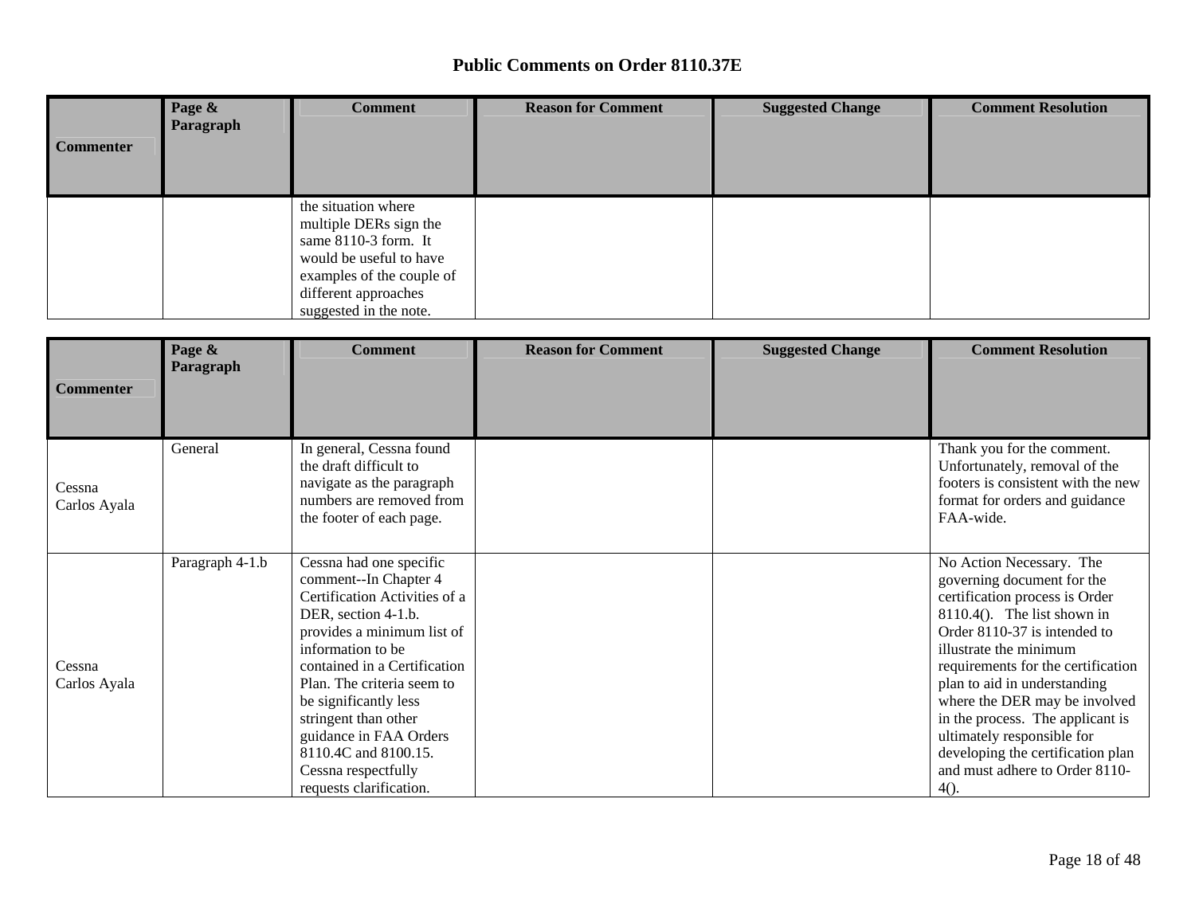# Public Comments on Order 8110.37E

| Commenter | Page & Paragraph | Comment | Reason for Comment | Suggested Change | Comment Resolution |
|---|---|---|---|---|---|
| | | the situation where multiple DERs sign the same 8110-3 form. It would be useful to have examples of the couple of different approaches suggested in the note. | | | |

| Commenter | Page & Paragraph | Comment | Reason for Comment | Suggested Change | Comment Resolution |
|---|---|---|---|---|---|
| Cessna Carlos Ayala | General | In general, Cessna found the draft difficult to navigate as the paragraph numbers are removed from the footer of each page. | | | Thank you for the comment. Unfortunately, removal of the footers is consistent with the new format for orders and guidance FAA-wide. |
| Cessna Carlos Ayala | Paragraph 4-1.b | Cessna had one specific comment--In Chapter 4 Certification Activities of a DER, section 4-1.b. provides a minimum list of information to be contained in a Certification Plan. The criteria seem to be significantly less stringent than other guidance in FAA Orders 8110.4C and 8100.15. Cessna respectfully requests clarification. | | | No Action Necessary. The governing document for the certification process is Order 8110.4(). The list shown in Order 8110-37 is intended to illustrate the minimum requirements for the certification plan to aid in understanding where the DER may be involved in the process. The applicant is ultimately responsible for developing the certification plan and must adhere to Order 8110-4(). |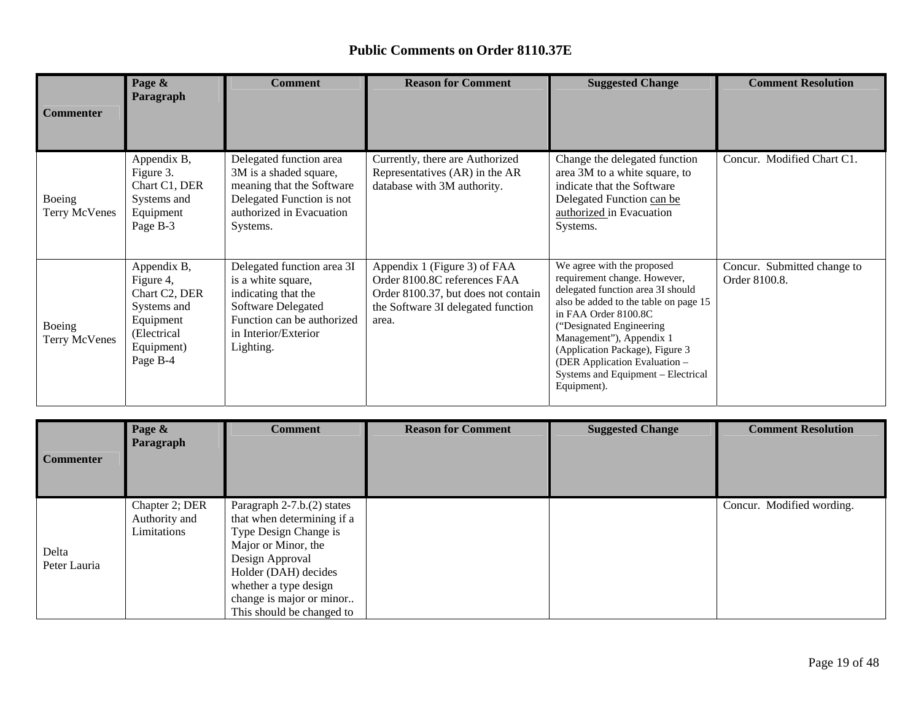# Public Comments on Order 8110.37E

| Commenter | Page & Paragraph | Comment | Reason for Comment | Suggested Change | Comment Resolution |
|---|---|---|---|---|---|
| Boeing Terry McVenes | Appendix B, Figure 3. Chart C1, DER Systems and Equipment Page B-3 | Delegated function area 3M is a shaded square, meaning that the Software Delegated Function is not authorized in Evacuation Systems. | Currently, there are Authorized Representatives (AR) in the AR database with 3M authority. | Change the delegated function area 3M to a white square, to indicate that the Software Delegated Function can be authorized in Evacuation Systems. | Concur. Modified Chart C1. |
| Boeing Terry McVenes | Appendix B, Figure 4, Chart C2, DER Systems and Equipment (Electrical Equipment) Page B-4 | Delegated function area 3I is a white square, indicating that the Software Delegated Function can be authorized in Interior/Exterior Lighting. | Appendix 1 (Figure 3) of FAA Order 8100.8C references FAA Order 8100.37, but does not contain the Software 3I delegated function area. | We agree with the proposed requirement change. However, delegated function area 3I should also be added to the table on page 15 in FAA Order 8100.8C ("Designated Engineering Management"), Appendix 1 (Application Package), Figure 3 (DER Application Evaluation – Systems and Equipment – Electrical Equipment). | Concur. Submitted change to Order 8100.8. |

| Commenter | Page & Paragraph | Comment | Reason for Comment | Suggested Change | Comment Resolution |
|---|---|---|---|---|---|
| Delta Peter Lauria | Chapter 2; DER Authority and Limitations | Paragraph 2-7.b.(2) states that when determining if a Type Design Change is Major or Minor, the Design Approval Holder (DAH) decides whether a type design change is major or minor.. This should be changed to | | | Concur. Modified wording. |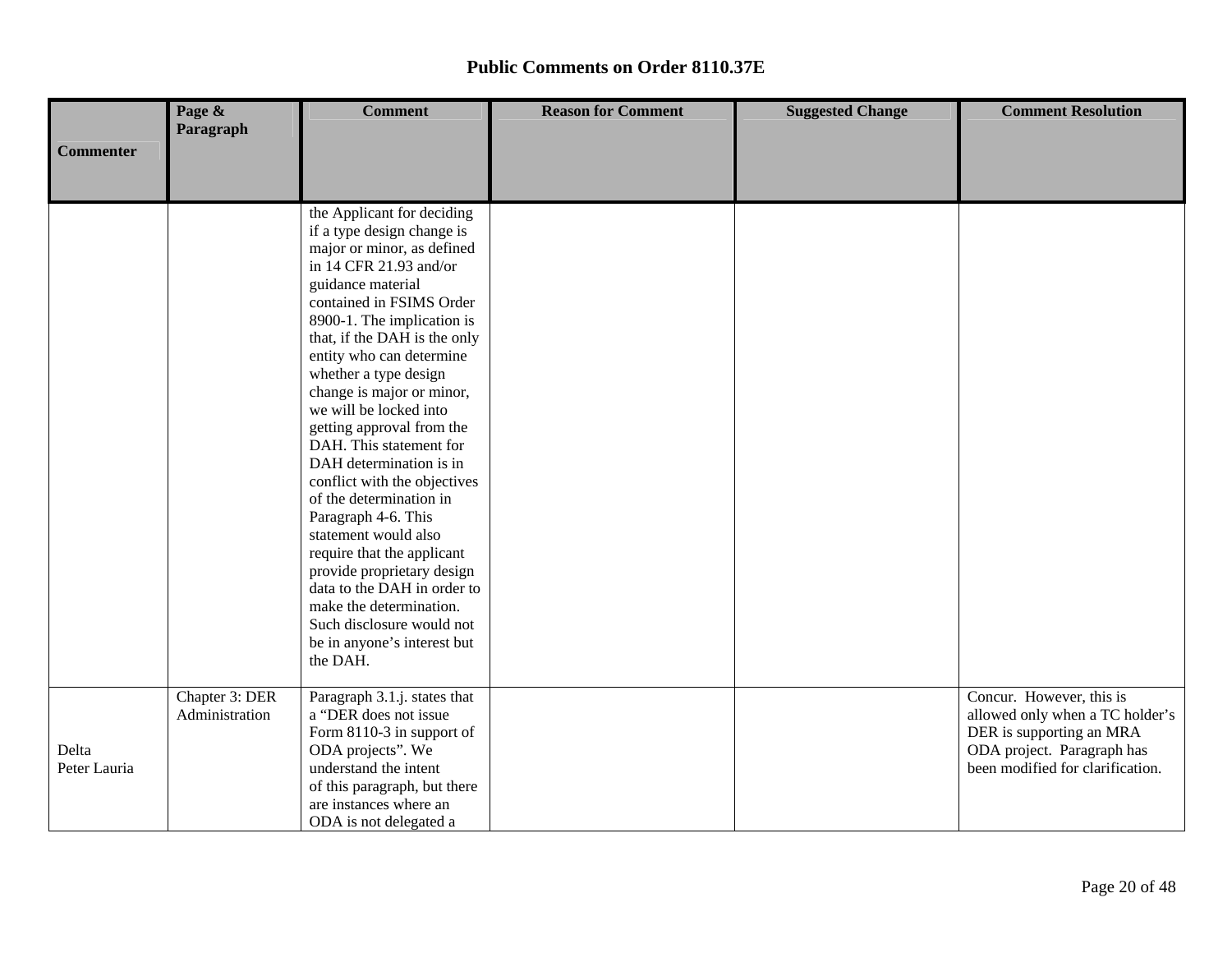## Public Comments on Order 8110.37E

| Commenter | Page & Paragraph | Comment | Reason for Comment | Suggested Change | Comment Resolution |
|---|---|---|---|---|---|
| | | the Applicant for deciding if a type design change is major or minor, as defined in 14 CFR 21.93 and/or guidance material contained in FSIMS Order 8900-1. The implication is that, if the DAH is the only entity who can determine whether a type design change is major or minor, we will be locked into getting approval from the DAH. This statement for DAH determination is in conflict with the objectives of the determination in Paragraph 4-6. This statement would also require that the applicant provide proprietary design data to the DAH in order to make the determination. Such disclosure would not be in anyone's interest but the DAH. | | | |
| Delta Peter Lauria | Chapter 3: DER Administration | Paragraph 3.1.j. states that a "DER does not issue Form 8110-3 in support of ODA projects". We understand the intent of this paragraph, but there are instances where an ODA is not delegated a | | | Concur. However, this is allowed only when a TC holder's DER is supporting an MRA ODA project. Paragraph has been modified for clarification. |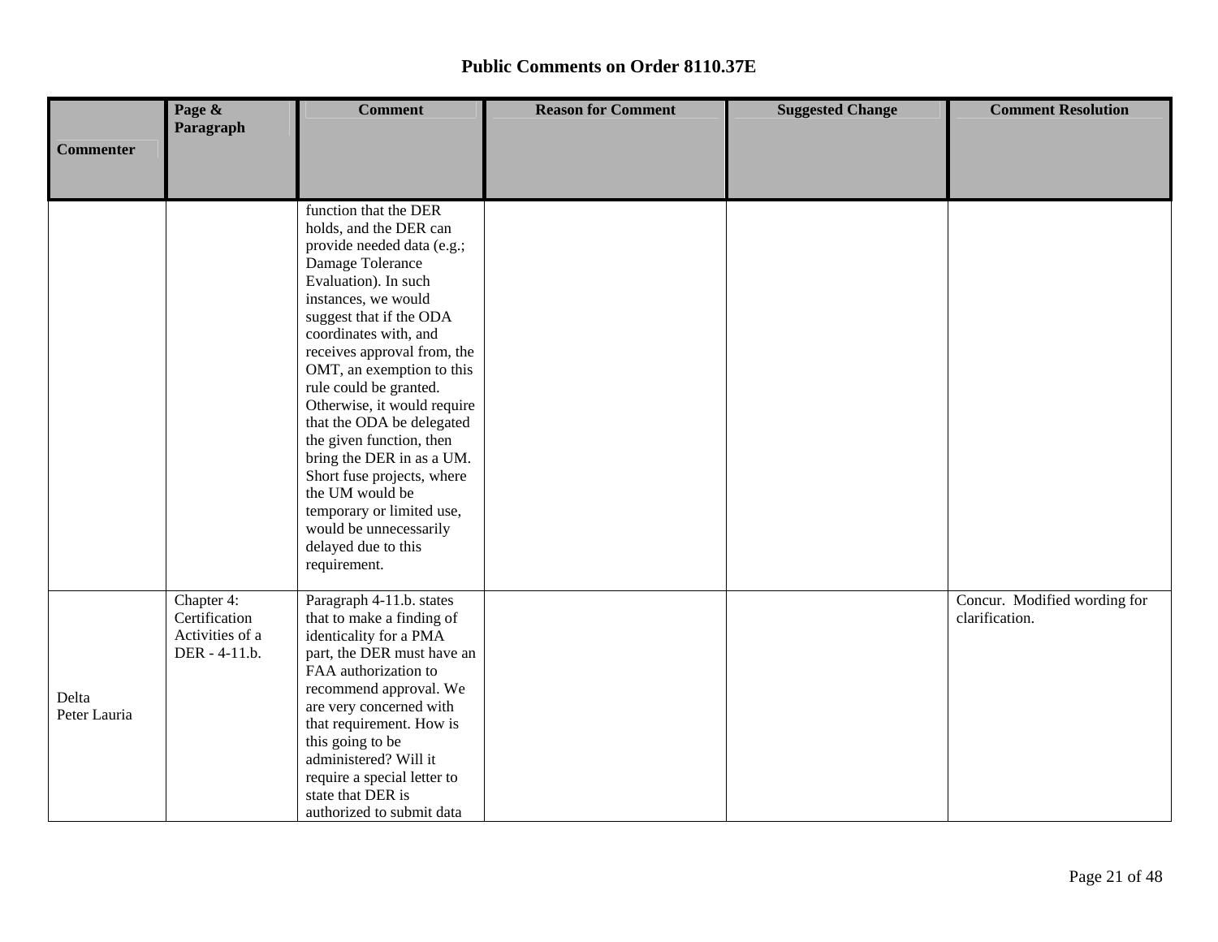## Public Comments on Order 8110.37E

| Commenter | Page & Paragraph | Comment | Reason for Comment | Suggested Change | Comment Resolution |
|---|---|---|---|---|---|
| | | function that the DER holds, and the DER can provide needed data (e.g.; Damage Tolerance Evaluation). In such instances, we would suggest that if the ODA coordinates with, and receives approval from, the OMT, an exemption to this rule could be granted. Otherwise, it would require that the ODA be delegated the given function, then bring the DER in as a UM. Short fuse projects, where the UM would be temporary or limited use, would be unnecessarily delayed due to this requirement. | | | |
| Delta Peter Lauria | Chapter 4: Certification Activities of a DER - 4-11.b. | Paragraph 4-11.b. states that to make a finding of identicality for a PMA part, the DER must have an FAA authorization to recommend approval. We are very concerned with that requirement. How is this going to be administered? Will it require a special letter to state that DER is authorized to submit data | | | Concur. Modified wording for clarification. |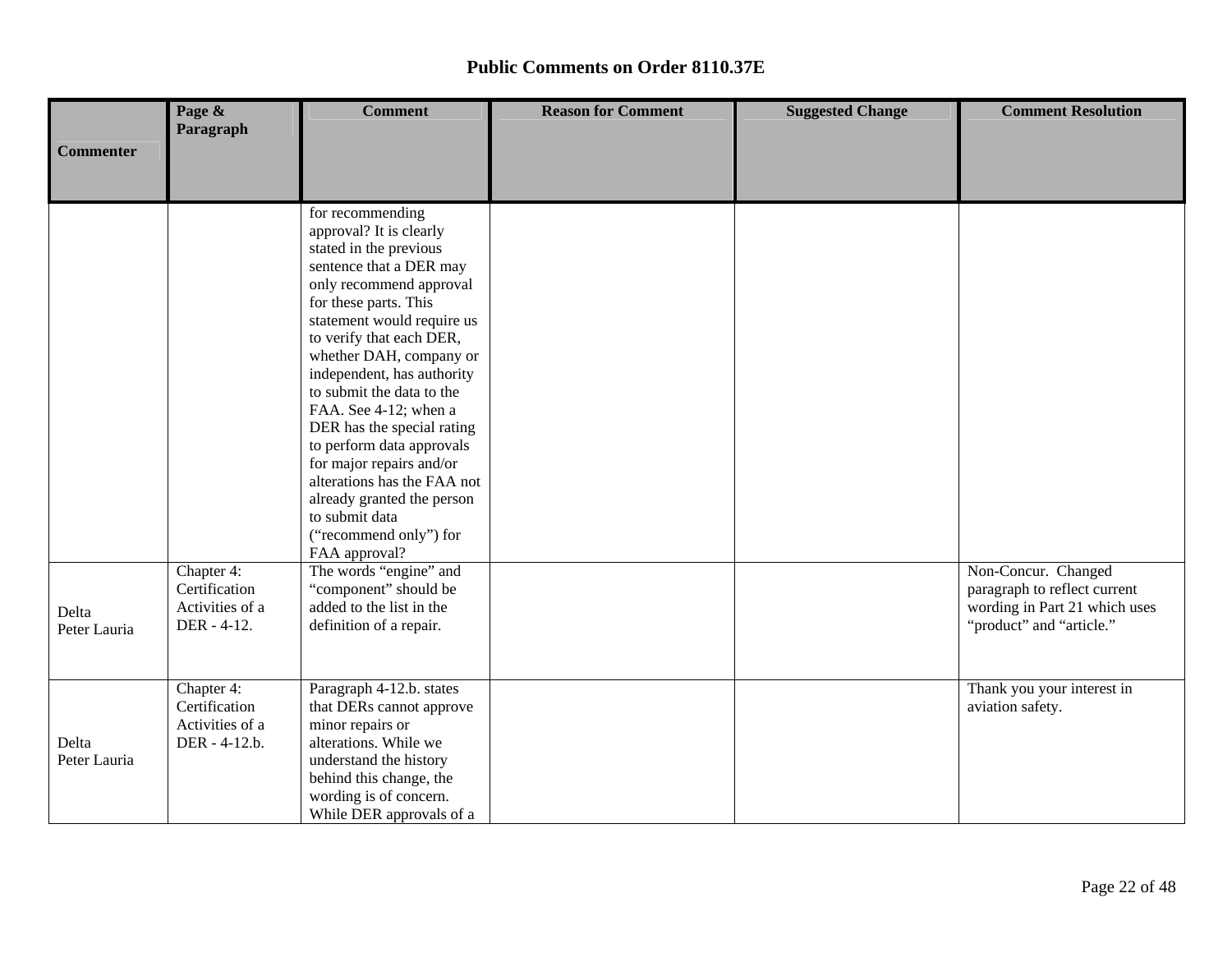# Public Comments on Order 8110.37E

| Commenter | Page & Paragraph | Comment | Reason for Comment | Suggested Change | Comment Resolution |
|---|---|---|---|---|---|
| | | for recommending approval? It is clearly stated in the previous sentence that a DER may only recommend approval for these parts. This statement would require us to verify that each DER, whether DAH, company or independent, has authority to submit the data to the FAA. See 4-12; when a DER has the special rating to perform data approvals for major repairs and/or alterations has the FAA not already granted the person to submit data ("recommend only") for FAA approval? | | | |
| Delta Peter Lauria | Chapter 4: Certification Activities of a DER - 4-12. | The words "engine" and "component" should be added to the list in the definition of a repair. | | | Non-Concur. Changed paragraph to reflect current wording in Part 21 which uses "product" and "article." |
| Delta Peter Lauria | Chapter 4: Certification Activities of a DER - 4-12.b. | Paragraph 4-12.b. states that DERs cannot approve minor repairs or alterations. While we understand the history behind this change, the wording is of concern. While DER approvals of a | | | Thank you your interest in aviation safety. |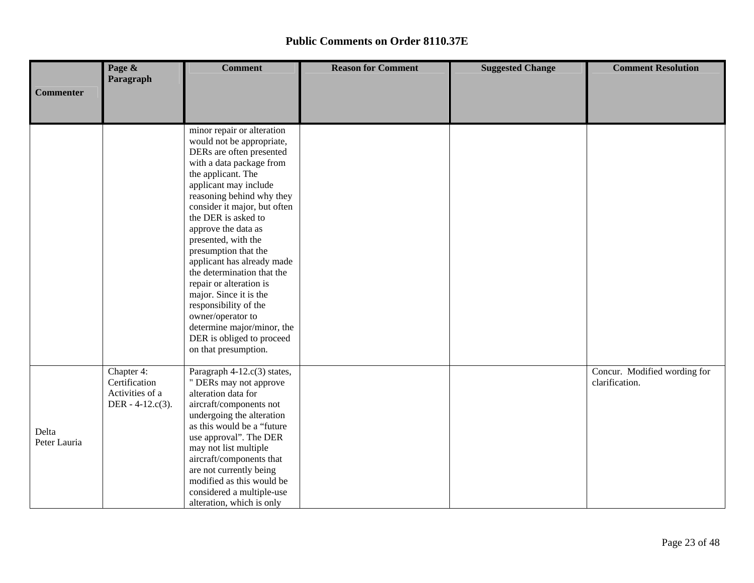# Public Comments on Order 8110.37E

| Commenter | Page & Paragraph | Comment | Reason for Comment | Suggested Change | Comment Resolution |
|---|---|---|---|---|---|
| | | minor repair or alteration would not be appropriate, DERs are often presented with a data package from the applicant. The applicant may include reasoning behind why they consider it major, but often the DER is asked to approve the data as presented, with the presumption that the applicant has already made the determination that the repair or alteration is major. Since it is the responsibility of the owner/operator to determine major/minor, the DER is obliged to proceed on that presumption. | | | |
| Delta<br>Peter Lauria | Chapter 4: Certification Activities of a DER - 4-12.c(3). | Paragraph 4-12.c(3) states, " DERs may not approve alteration data for aircraft/components not undergoing the alteration as this would be a "future use approval". The DER may not list multiple aircraft/components that are not currently being modified as this would be considered a multiple-use alteration, which is only | | | Concur. Modified wording for clarification. |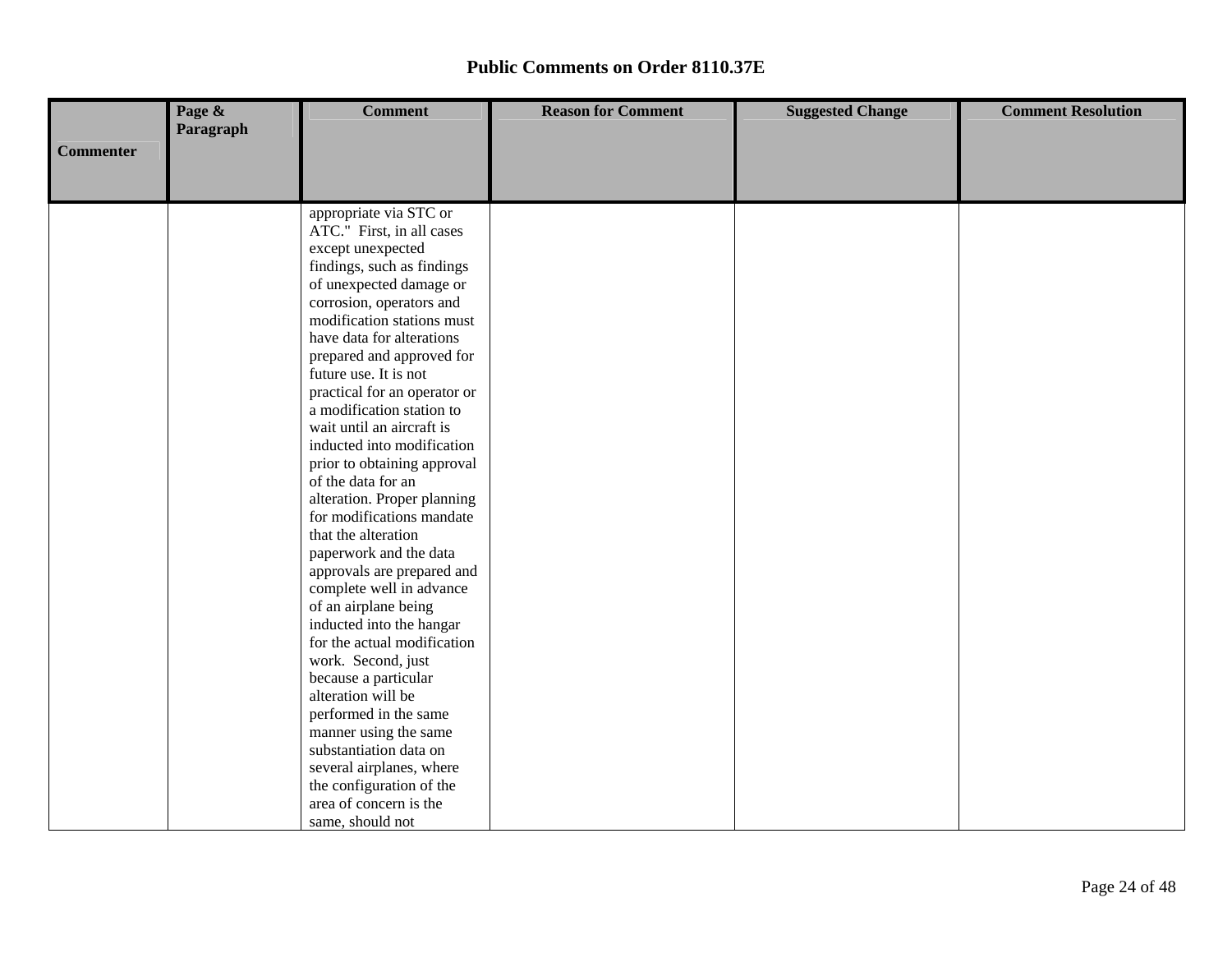# Public Comments on Order 8110.37E

| Commenter | Page & Paragraph | Comment | Reason for Comment | Suggested Change | Comment Resolution |
|---|---|---|---|---|---|
| | | appropriate via STC or ATC." First, in all cases except unexpected findings, such as findings of unexpected damage or corrosion, operators and modification stations must have data for alterations prepared and approved for future use. It is not practical for an operator or a modification station to wait until an aircraft is inducted into modification prior to obtaining approval of the data for an alteration. Proper planning for modifications mandate that the alteration paperwork and the data approvals are prepared and complete well in advance of an airplane being inducted into the hangar for the actual modification work. Second, just because a particular alteration will be performed in the same manner using the same substantiation data on several airplanes, where the configuration of the area of concern is the same, should not | | | |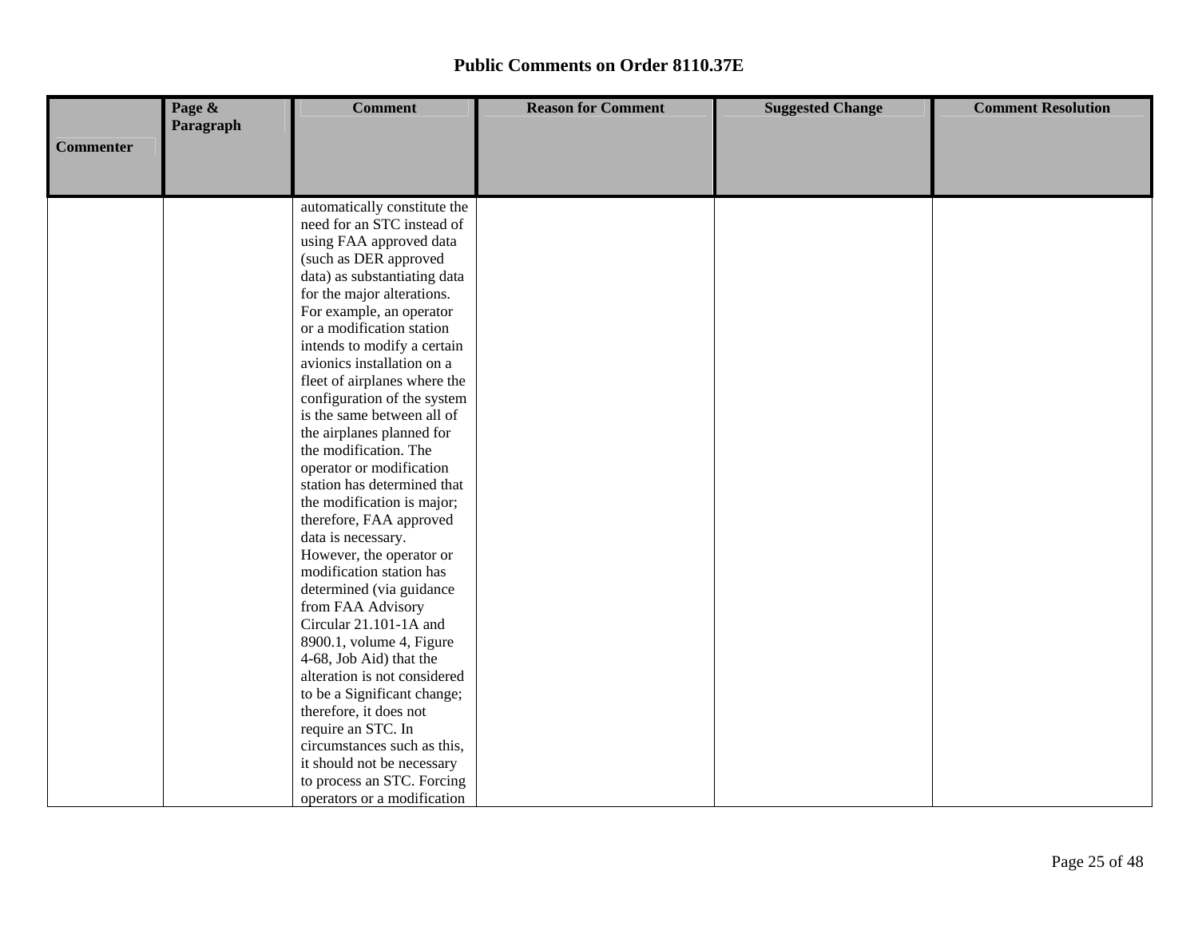## Public Comments on Order 8110.37E

| Commenter | Page & Paragraph | Comment | Reason for Comment | Suggested Change | Comment Resolution |
|---|---|---|---|---|---|
| | | automatically constitute the need for an STC instead of using FAA approved data (such as DER approved data) as substantiating data for the major alterations. For example, an operator or a modification station intends to modify a certain avionics installation on a fleet of airplanes where the configuration of the system is the same between all of the airplanes planned for the modification. The operator or modification station has determined that the modification is major; therefore, FAA approved data is necessary. However, the operator or modification station has determined (via guidance from FAA Advisory Circular 21.101-1A and 8900.1, volume 4, Figure 4-68, Job Aid) that the alteration is not considered to be a Significant change; therefore, it does not require an STC. In circumstances such as this, it should not be necessary to process an STC. Forcing operators or a modification | | | |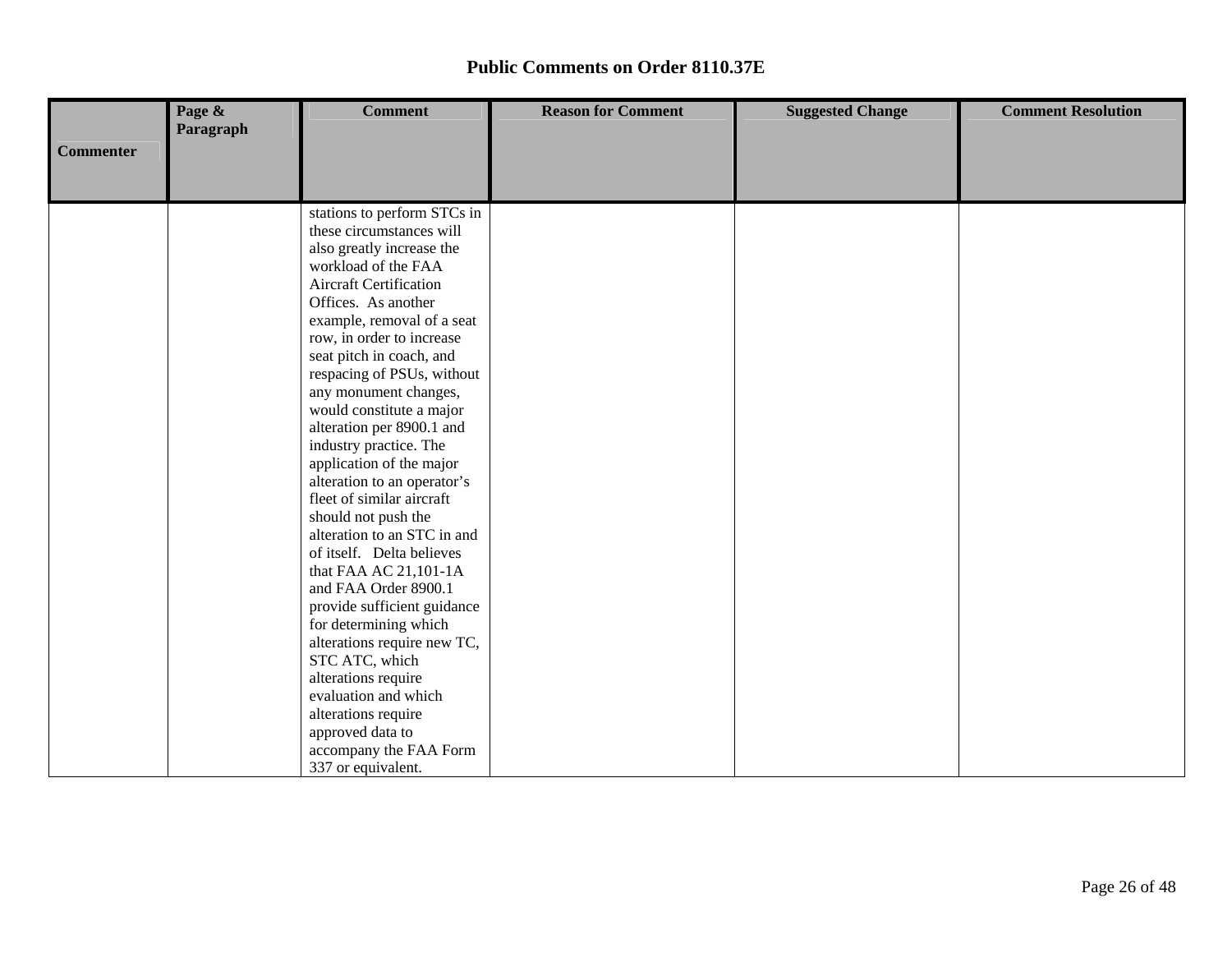# Public Comments on Order 8110.37E

| Commenter | Page & Paragraph | Comment | Reason for Comment | Suggested Change | Comment Resolution |
|---|---|---|---|---|---|
| | | stations to perform STCs in these circumstances will also greatly increase the workload of the FAA Aircraft Certification Offices. As another example, removal of a seat row, in order to increase seat pitch in coach, and respacing of PSUs, without any monument changes, would constitute a major alteration per 8900.1 and industry practice. The application of the major alteration to an operator's fleet of similar aircraft should not push the alteration to an STC in and of itself. Delta believes that FAA AC 21,101-1A and FAA Order 8900.1 provide sufficient guidance for determining which alterations require new TC, STC ATC, which alterations require evaluation and which alterations require approved data to accompany the FAA Form 337 or equivalent. | | | |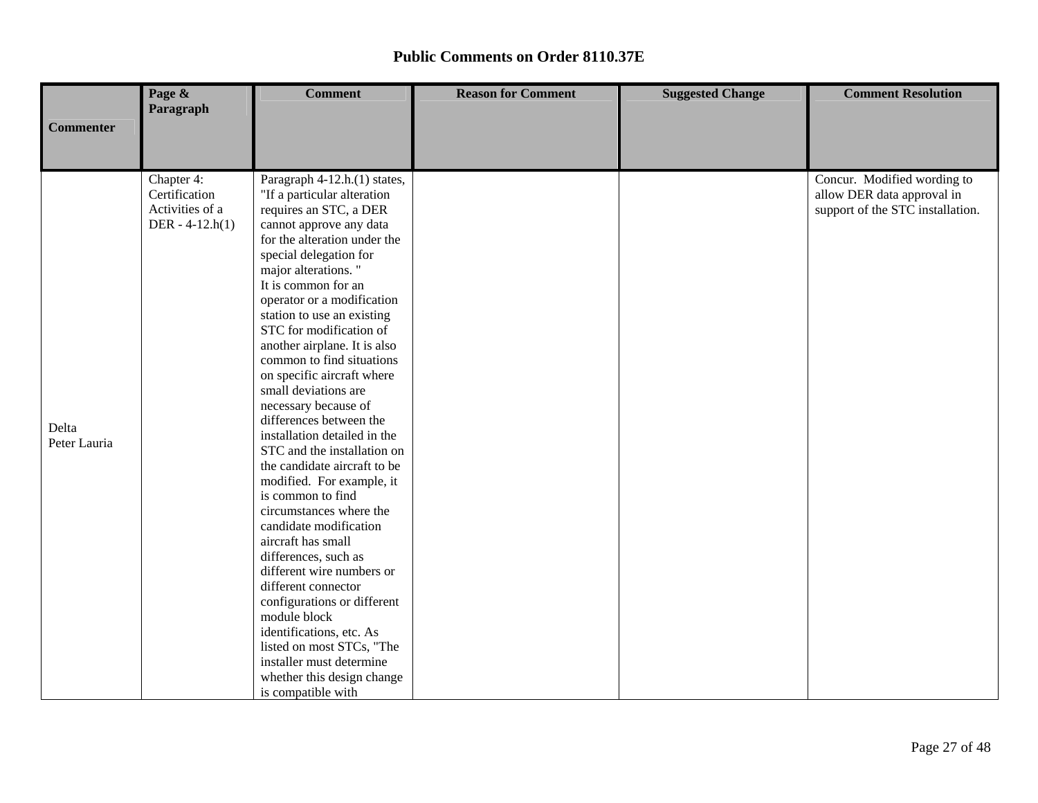# Public Comments on Order 8110.37E

| Commenter | Page & Paragraph | Comment | Reason for Comment | Suggested Change | Comment Resolution |
|---|---|---|---|---|---|
| Delta Peter Lauria | Chapter 4: Certification Activities of a DER - 4-12.h(1) | Paragraph 4-12.h.(1) states, "If a particular alteration requires an STC, a DER cannot approve any data for the alteration under the special delegation for major alterations. " It is common for an operator or a modification station to use an existing STC for modification of another airplane. It is also common to find situations on specific aircraft where small deviations are necessary because of differences between the installation detailed in the STC and the installation on the candidate aircraft to be modified. For example, it is common to find circumstances where the candidate modification aircraft has small differences, such as different wire numbers or different connector configurations or different module block identifications, etc. As listed on most STCs, "The installer must determine whether this design change is compatible with | | | Concur. Modified wording to allow DER data approval in support of the STC installation. |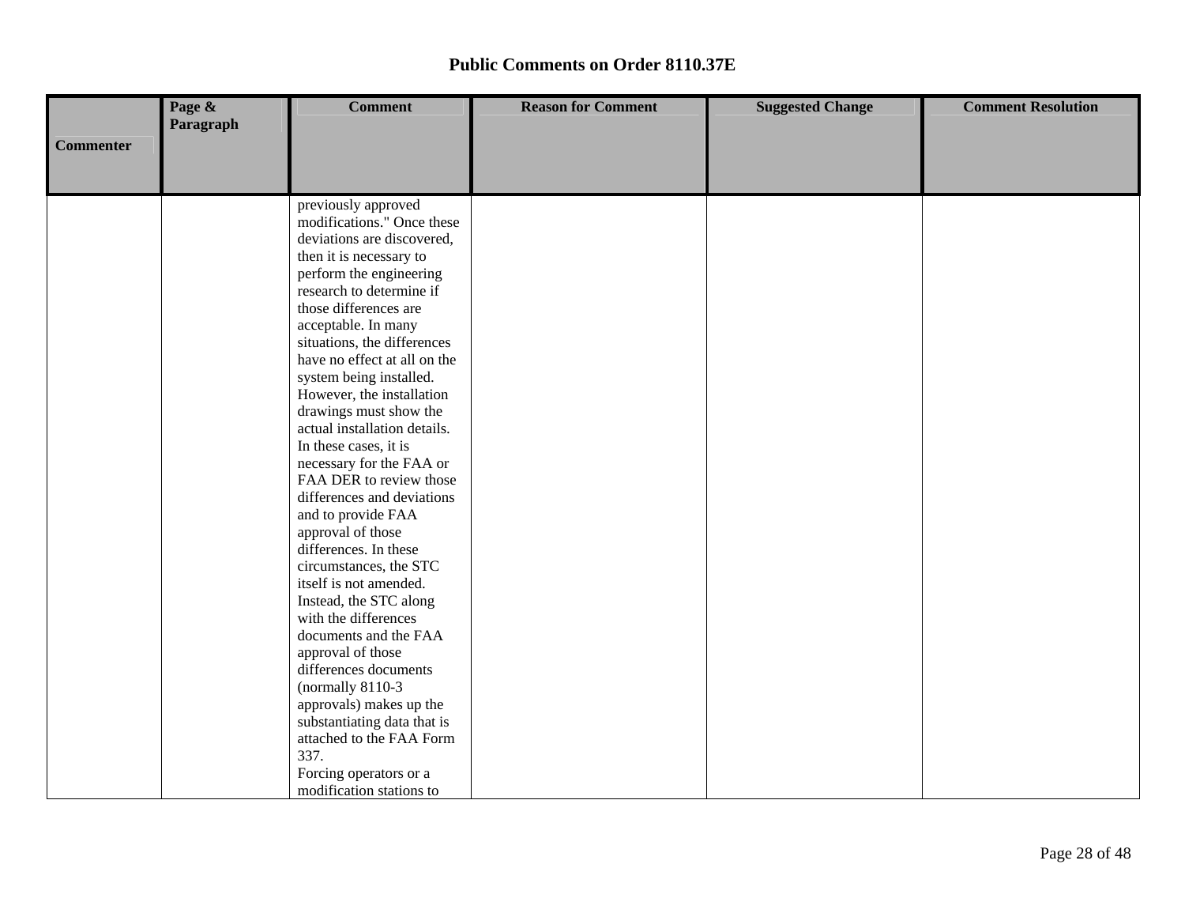# Public Comments on Order 8110.37E

| Commenter | Page & Paragraph | Comment | Reason for Comment | Suggested Change | Comment Resolution |
|---|---|---|---|---|---|
| | | previously approved modifications." Once these deviations are discovered, then it is necessary to perform the engineering research to determine if those differences are acceptable. In many situations, the differences have no effect at all on the system being installed. However, the installation drawings must show the actual installation details. In these cases, it is necessary for the FAA or FAA DER to review those differences and deviations and to provide FAA approval of those differences. In these circumstances, the STC itself is not amended. Instead, the STC along with the differences documents and the FAA approval of those differences documents (normally 8110-3 approvals) makes up the substantiating data that is attached to the FAA Form 337.<br>Forcing operators or a modification stations to | | | |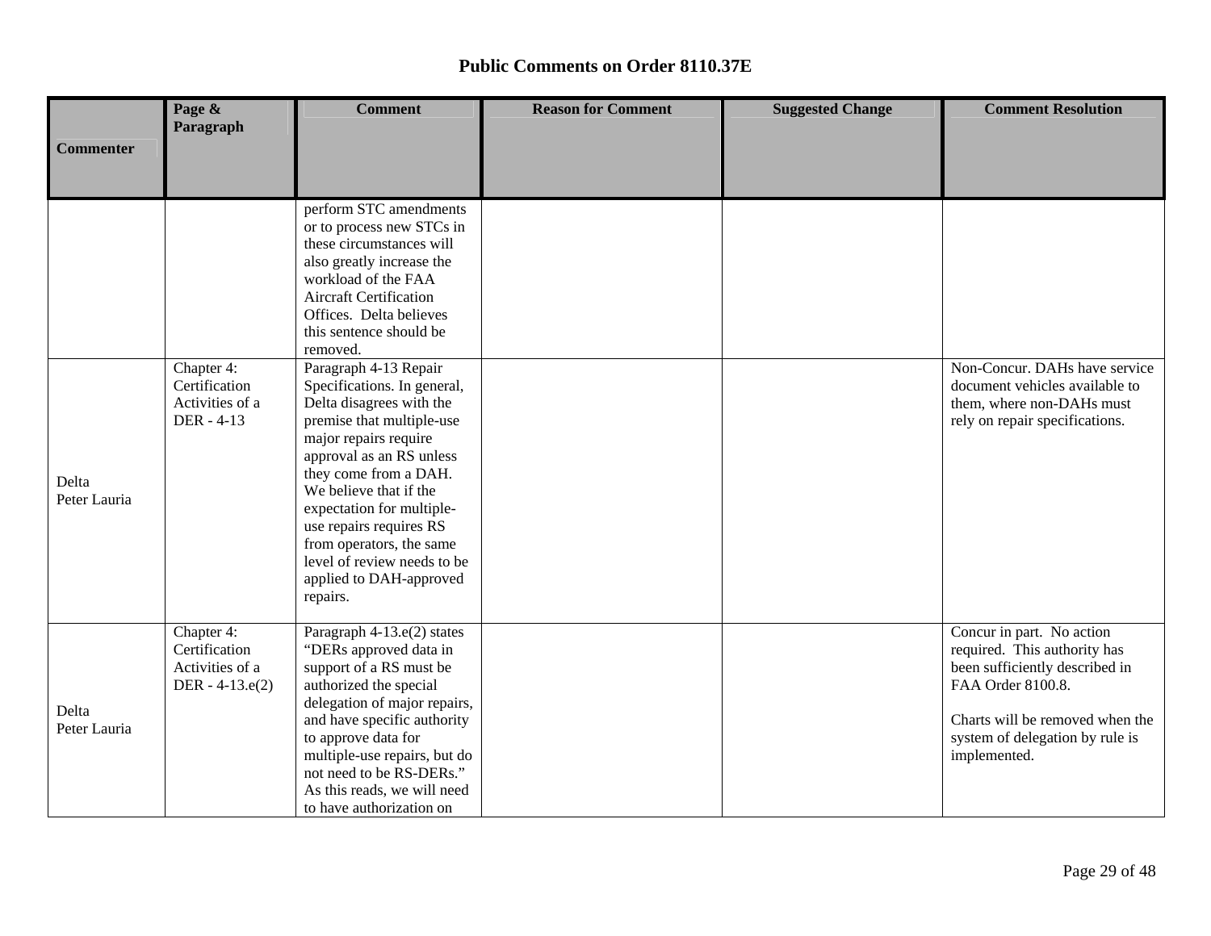## Public Comments on Order 8110.37E

| Commenter | Page & Paragraph | Comment | Reason for Comment | Suggested Change | Comment Resolution |
|---|---|---|---|---|---|
| | | perform STC amendments or to process new STCs in these circumstances will also greatly increase the workload of the FAA Aircraft Certification Offices. Delta believes this sentence should be removed. | | | |
| Delta Peter Lauria | Chapter 4: Certification Activities of a DER - 4-13 | Paragraph 4-13 Repair Specifications. In general, Delta disagrees with the premise that multiple-use major repairs require approval as an RS unless they come from a DAH. We believe that if the expectation for multiple-use repairs requires RS from operators, the same level of review needs to be applied to DAH-approved repairs. | | | Non-Concur. DAHs have service document vehicles available to them, where non-DAHs must rely on repair specifications. |
| Delta Peter Lauria | Chapter 4: Certification Activities of a DER - 4-13.e(2) | Paragraph 4-13.e(2) states "DERs approved data in support of a RS must be authorized the special delegation of major repairs, and have specific authority to approve data for multiple-use repairs, but do not need to be RS-DERs." As this reads, we will need to have authorization on | | | Concur in part. No action required. This authority has been sufficiently described in FAA Order 8100.8.<br><br>Charts will be removed when the system of delegation by rule is implemented. |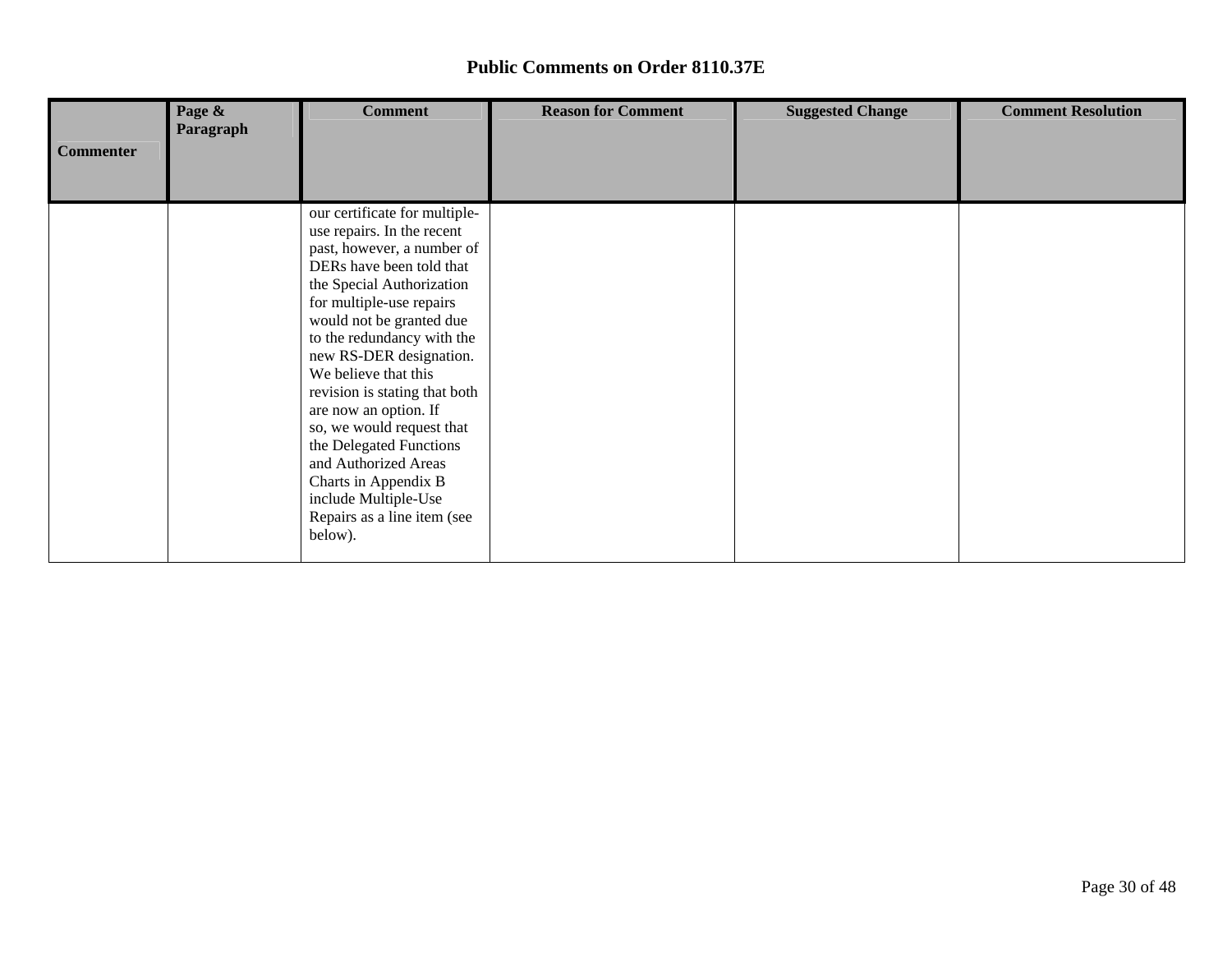## Public Comments on Order 8110.37E

| Commenter | Page & Paragraph | Comment | Reason for Comment | Suggested Change | Comment Resolution |
|---|---|---|---|---|---|
| | | our certificate for multiple-use repairs. In the recent past, however, a number of DERs have been told that the Special Authorization for multiple-use repairs would not be granted due to the redundancy with the new RS-DER designation. We believe that this revision is stating that both are now an option. If so, we would request that the Delegated Functions and Authorized Areas Charts in Appendix B include Multiple-Use Repairs as a line item (see below). | | | |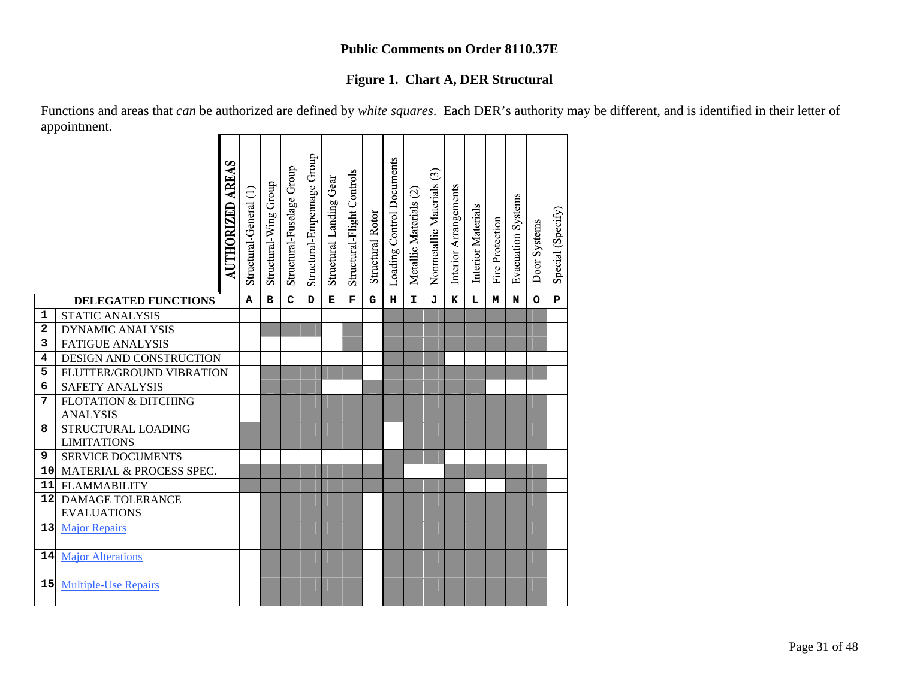## Public Comments on Order 8110.37E

### Figure 1. Chart A, DER Structural

Functions and areas that *can* be authorized are defined by *white squares*. Each DER's authority may be different, and is identified in their letter of appointment.

In the table below, empty cells are white squares and ■ marks shaded squares.

| | AUTHORIZED AREAS | Structural-General (1) | Structural-Wing Group | Structural-Fuselage Group | Structural-Empennage Group | Structural-Landing Gear | Structural-Flight Controls | Structural-Rotor | Loading Control Documents | Metallic Materials (2) | Nonmetallic Materials (3) | Interior Arrangements | Interior Materials | Fire Protection | Evacuation Systems | Door Systems | Special (Specify) |
|---|---|---|---|---|---|---|---|---|---|---|---|---|---|---|---|---|---|
| | **DELEGATED FUNCTIONS** | **A** | **B** | **C** | **D** | **E** | **F** | **G** | **H** | **I** | **J** | **K** | **L** | **M** | **N** | **O** | **P** |
| 1 | STATIC ANALYSIS | | | | | | | | ■ | ■ | ■ | ■ | ■ | ■ | ■ | ■ | |
| 2 | DYNAMIC ANALYSIS | | ■ | ■ | ■ | | ■ | | ■ | ■ | ■ | ■ | ■ | ■ | ■ | ■ | |
| 3 | FATIGUE ANALYSIS | | | | | | ■ | | ■ | ■ | ■ | ■ | ■ | ■ | ■ | ■ | |
| 4 | DESIGN AND CONSTRUCTION | | | | | | | | ■ | ■ | ■ | | | | | | |
| 5 | FLUTTER/GROUND VIBRATION | | ■ | ■ | ■ | ■ | ■ | | ■ | ■ | ■ | ■ | ■ | ■ | ■ | ■ | |
| 6 | SAFETY ANALYSIS | | ■ | ■ | ■ | | | ■ | ■ | ■ | ■ | ■ | ■ | | | | |
| 7 | FLOTATION & DITCHING ANALYSIS | | ■ | ■ | ■ | ■ | ■ | ■ | ■ | ■ | ■ | ■ | ■ | ■ | ■ | ■ | |
| 8 | STRUCTURAL LOADING LIMITATIONS | ■ | ■ | ■ | ■ | ■ | ■ | ■ | | ■ | ■ | ■ | ■ | ■ | ■ | ■ | |
| 9 | SERVICE DOCUMENTS | | | | | | | | ■ | ■ | ■ | | | | | | |
| 10 | MATERIAL & PROCESS SPEC. | ■ | ■ | ■ | ■ | ■ | ■ | ■ | ■ | | | ■ | ■ | ■ | ■ | ■ | |
| 11 | FLAMMABILITY | ■ | ■ | ■ | ■ | ■ | ■ | ■ | ■ | ■ | ■ | ■ | | | ■ | ■ | |
| 12 | DAMAGE TOLERANCE EVALUATIONS | | ■ | ■ | ■ | ■ | ■ | | ■ | ■ | ■ | ■ | ■ | ■ | ■ | ■ | |
| 13 | Major Repairs | | ■ | ■ | ■ | ■ | ■ | | ■ | ■ | ■ | ■ | ■ | ■ | ■ | ■ | |
| 14 | Major Alterations | | ■ | ■ | ■ | ■ | ■ | | ■ | ■ | ■ | ■ | ■ | ■ | ■ | ■ | |
| 15 | Multiple-Use Repairs | | ■ | ■ | ■ | ■ | ■ | | ■ | ■ | ■ | ■ | ■ | ■ | ■ | ■ | |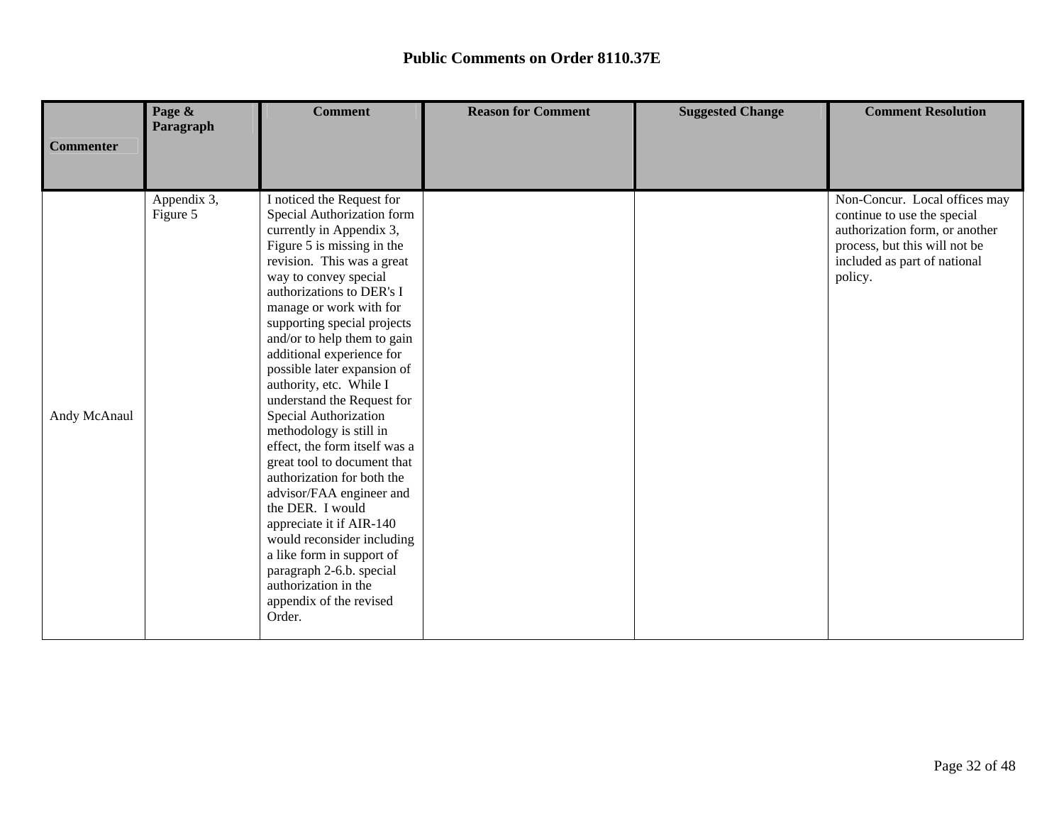# Public Comments on Order 8110.37E

| Commenter | Page & Paragraph | Comment | Reason for Comment | Suggested Change | Comment Resolution |
|---|---|---|---|---|---|
| Andy McAnaul | Appendix 3, Figure 5 | I noticed the Request for Special Authorization form currently in Appendix 3, Figure 5 is missing in the revision. This was a great way to convey special authorizations to DER's I manage or work with for supporting special projects and/or to help them to gain additional experience for possible later expansion of authority, etc. While I understand the Request for Special Authorization methodology is still in effect, the form itself was a great tool to document that authorization for both the advisor/FAA engineer and the DER. I would appreciate it if AIR-140 would reconsider including a like form in support of paragraph 2-6.b. special authorization in the appendix of the revised Order. | | | Non-Concur. Local offices may continue to use the special authorization form, or another process, but this will not be included as part of national policy. |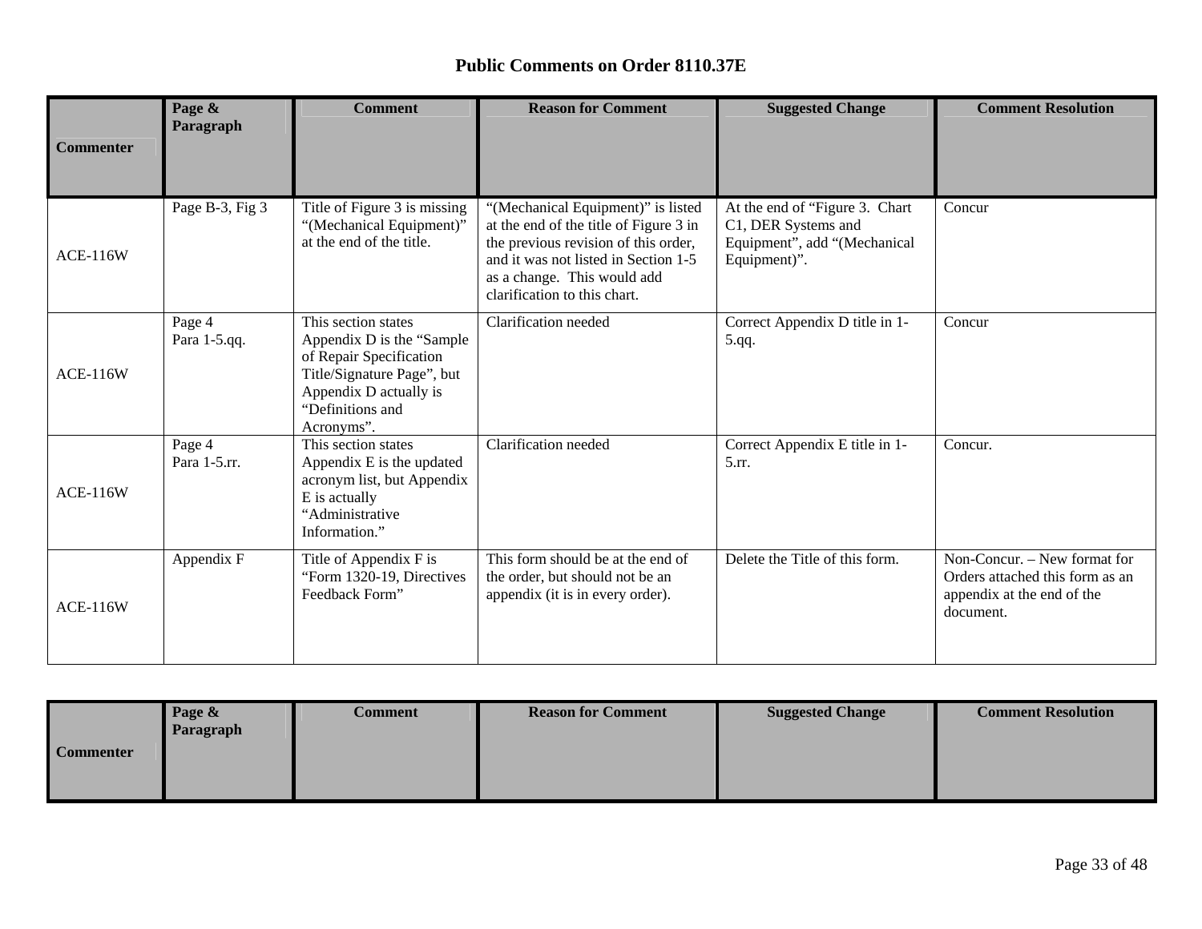# Public Comments on Order 8110.37E

| Commenter | Page & Paragraph | Comment | Reason for Comment | Suggested Change | Comment Resolution |
|---|---|---|---|---|---|
| ACE-116W | Page B-3, Fig 3 | Title of Figure 3 is missing "(Mechanical Equipment)" at the end of the title. | "(Mechanical Equipment)" is listed at the end of the title of Figure 3 in the previous revision of this order, and it was not listed in Section 1-5 as a change. This would add clarification to this chart. | At the end of "Figure 3. Chart C1, DER Systems and Equipment", add "(Mechanical Equipment)". | Concur |
| ACE-116W | Page 4 Para 1-5.qq. | This section states Appendix D is the "Sample of Repair Specification Title/Signature Page", but Appendix D actually is "Definitions and Acronyms". | Clarification needed | Correct Appendix D title in 1-5.qq. | Concur |
| ACE-116W | Page 4 Para 1-5.rr. | This section states Appendix E is the updated acronym list, but Appendix E is actually "Administrative Information." | Clarification needed | Correct Appendix E title in 1-5.rr. | Concur. |
| ACE-116W | Appendix F | Title of Appendix F is "Form 1320-19, Directives Feedback Form" | This form should be at the end of the order, but should not be an appendix (it is in every order). | Delete the Title of this form. | Non-Concur. – New format for Orders attached this form as an appendix at the end of the document. |

| Commenter | Page & Paragraph | Comment | Reason for Comment | Suggested Change | Comment Resolution |
|---|---|---|---|---|---|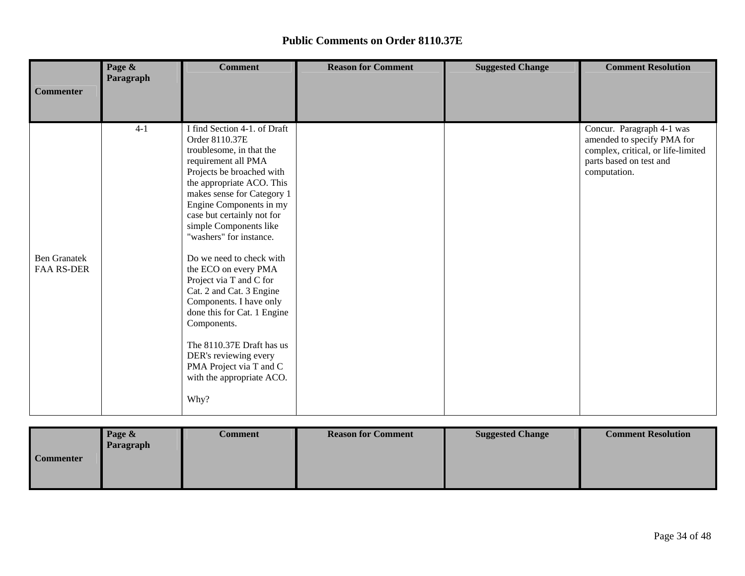# Public Comments on Order 8110.37E

| Commenter | Page & Paragraph | Comment | Reason for Comment | Suggested Change | Comment Resolution |
|---|---|---|---|---|---|
| Ben Granatek FAA RS-DER | 4-1 | I find Section 4-1. of Draft Order 8110.37E troublesome, in that the requirement all PMA Projects be broached with the appropriate ACO. This makes sense for Category 1 Engine Components in my case but certainly not for simple Components like "washers" for instance.<br><br>Do we need to check with the ECO on every PMA Project via T and C for Cat. 2 and Cat. 3 Engine Components. I have only done this for Cat. 1 Engine Components.<br><br>The 8110.37E Draft has us DER's reviewing every PMA Project via T and C with the appropriate ACO.<br><br>Why? | | | Concur. Paragraph 4-1 was amended to specify PMA for complex, critical, or life-limited parts based on test and computation. |

| Commenter | Page & Paragraph | Comment | Reason for Comment | Suggested Change | Comment Resolution |
|---|---|---|---|---|---|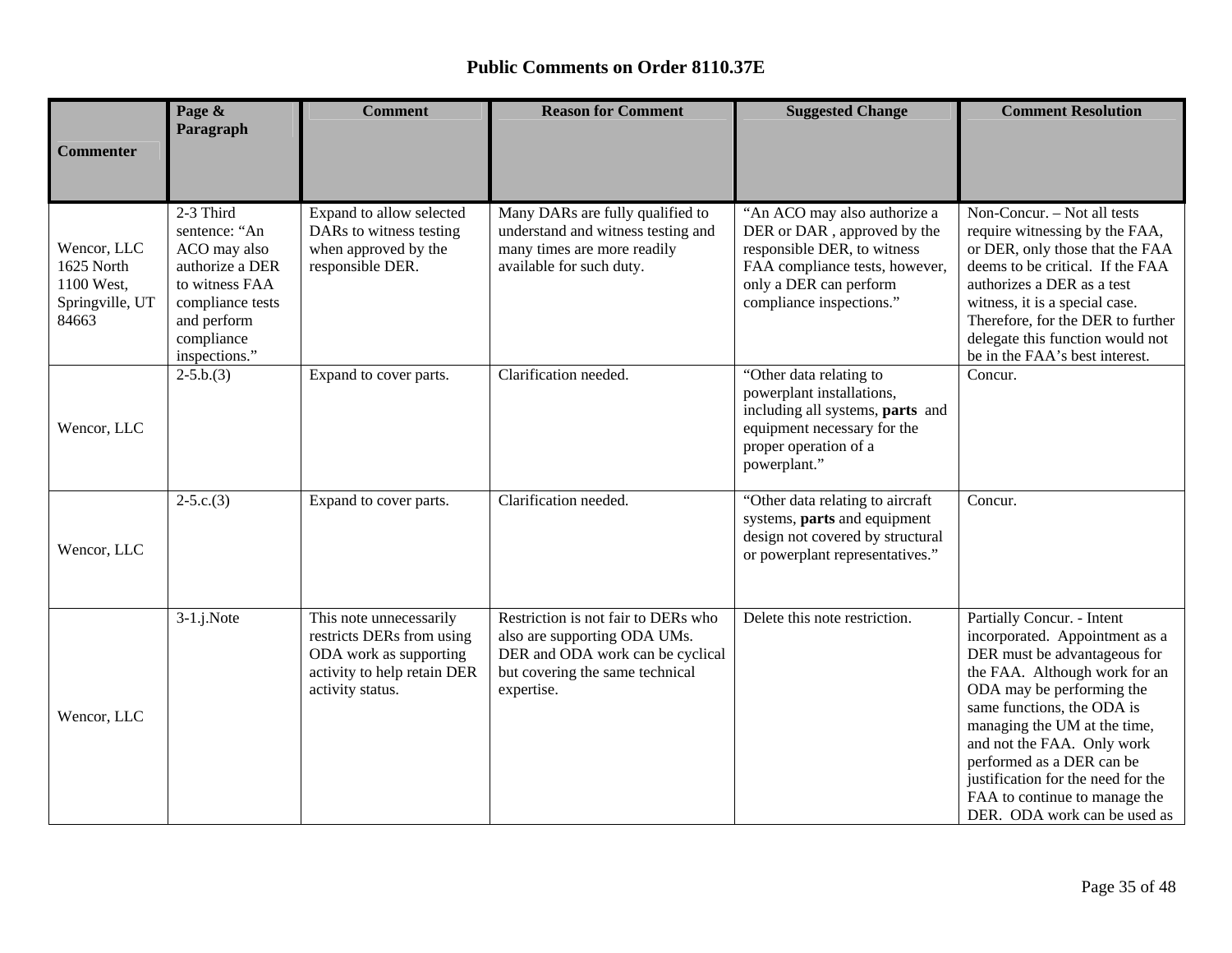# Public Comments on Order 8110.37E

| Commenter | Page & Paragraph | Comment | Reason for Comment | Suggested Change | Comment Resolution |
|---|---|---|---|---|---|
| Wencor, LLC 1625 North 1100 West, Springville, UT 84663 | 2-3 Third sentence: "An ACO may also authorize a DER to witness FAA compliance tests and perform compliance inspections." | Expand to allow selected DARs to witness testing when approved by the responsible DER. | Many DARs are fully qualified to understand and witness testing and many times are more readily available for such duty. | "An ACO may also authorize a DER or DAR , approved by the responsible DER, to witness FAA compliance tests, however, only a DER can perform compliance inspections." | Non-Concur. – Not all tests require witnessing by the FAA, or DER, only those that the FAA deems to be critical. If the FAA authorizes a DER as a test witness, it is a special case. Therefore, for the DER to further delegate this function would not be in the FAA's best interest. |
| Wencor, LLC | 2-5.b.(3) | Expand to cover parts. | Clarification needed. | "Other data relating to powerplant installations, including all systems, **parts** and equipment necessary for the proper operation of a powerplant." | Concur. |
| Wencor, LLC | 2-5.c.(3) | Expand to cover parts. | Clarification needed. | "Other data relating to aircraft systems, **parts** and equipment design not covered by structural or powerplant representatives." | Concur. |
| Wencor, LLC | 3-1.j.Note | This note unnecessarily restricts DERs from using ODA work as supporting activity to help retain DER activity status. | Restriction is not fair to DERs who also are supporting ODA UMs. DER and ODA work can be cyclical but covering the same technical expertise. | Delete this note restriction. | Partially Concur. - Intent incorporated. Appointment as a DER must be advantageous for the FAA. Although work for an ODA may be performing the same functions, the ODA is managing the UM at the time, and not the FAA. Only work performed as a DER can be justification for the need for the FAA to continue to manage the DER. ODA work can be used as |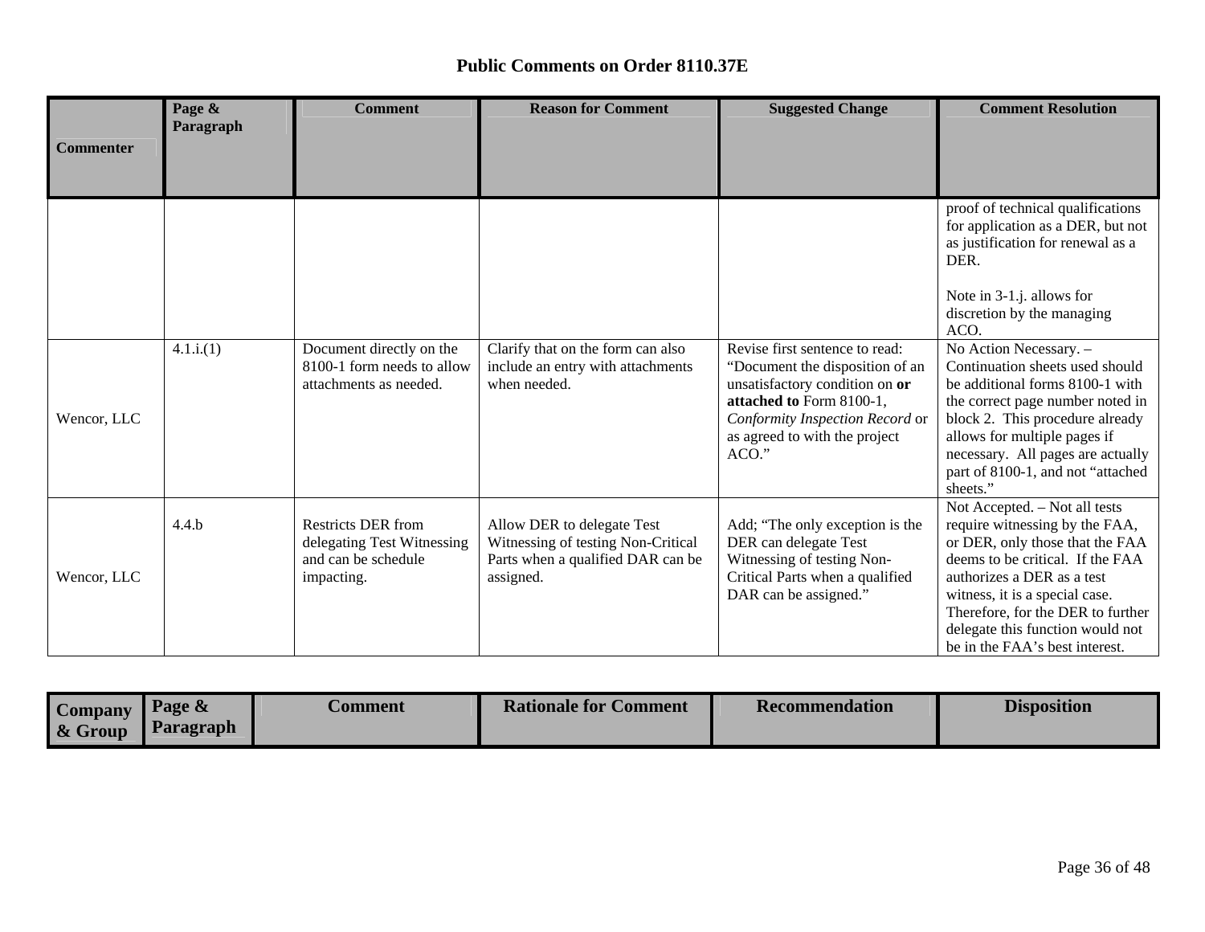## Public Comments on Order 8110.37E

| Commenter | Page & Paragraph | Comment | Reason for Comment | Suggested Change | Comment Resolution |
|---|---|---|---|---|---|
| | | | | | proof of technical qualifications for application as a DER, but not as justification for renewal as a DER.<br><br>Note in 3-1.j. allows for discretion by the managing ACO. |
| Wencor, LLC | 4.1.i.(1) | Document directly on the 8100-1 form needs to allow attachments as needed. | Clarify that on the form can also include an entry with attachments when needed. | Revise first sentence to read: "Document the disposition of an unsatisfactory condition on **or attached to** Form 8100-1, *Conformity Inspection Record* or as agreed to with the project ACO." | No Action Necessary. – Continuation sheets used should be additional forms 8100-1 with the correct page number noted in block 2. This procedure already allows for multiple pages if necessary. All pages are actually part of 8100-1, and not "attached sheets." |
| Wencor, LLC | 4.4.b | Restricts DER from delegating Test Witnessing and can be schedule impacting. | Allow DER to delegate Test Witnessing of testing Non-Critical Parts when a qualified DAR can be assigned. | Add; "The only exception is the DER can delegate Test Witnessing of testing Non-Critical Parts when a qualified DAR can be assigned." | Not Accepted. – Not all tests require witnessing by the FAA, or DER, only those that the FAA deems to be critical. If the FAA authorizes a DER as a test witness, it is a special case. Therefore, for the DER to further delegate this function would not be in the FAA's best interest. |

| Company & Group | Page & Paragraph | Comment | Rationale for Comment | Recommendation | Disposition |
|---|---|---|---|---|---|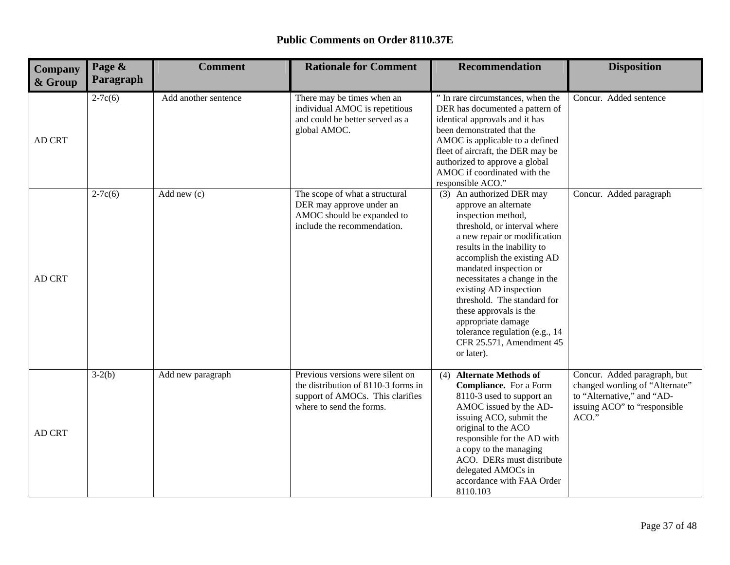# Public Comments on Order 8110.37E

| Company & Group | Page & Paragraph | Comment | Rationale for Comment | Recommendation | Disposition |
|---|---|---|---|---|---|
| AD CRT | 2-7c(6) | Add another sentence | There may be times when an individual AMOC is repetitious and could be better served as a global AMOC. | " In rare circumstances, when the DER has documented a pattern of identical approvals and it has been demonstrated that the AMOC is applicable to a defined fleet of aircraft, the DER may be authorized to approve a global AMOC if coordinated with the responsible ACO." | Concur. Added sentence |
| AD CRT | 2-7c(6) | Add new (c) | The scope of what a structural DER may approve under an AMOC should be expanded to include the recommendation. | (3) An authorized DER may approve an alternate inspection method, threshold, or interval where a new repair or modification results in the inability to accomplish the existing AD mandated inspection or necessitates a change in the existing AD inspection threshold. The standard for these approvals is the appropriate damage tolerance regulation (e.g., 14 CFR 25.571, Amendment 45 or later). | Concur. Added paragraph |
| AD CRT | 3-2(b) | Add new paragraph | Previous versions were silent on the distribution of 8110-3 forms in support of AMOCs. This clarifies where to send the forms. | (4) **Alternate Methods of Compliance.** For a Form 8110-3 used to support an AMOC issued by the AD-issuing ACO, submit the original to the ACO responsible for the AD with a copy to the managing ACO. DERs must distribute delegated AMOCs in accordance with FAA Order 8110.103 | Concur. Added paragraph, but changed wording of "Alternate" to "Alternative," and "AD-issuing ACO" to "responsible ACO." |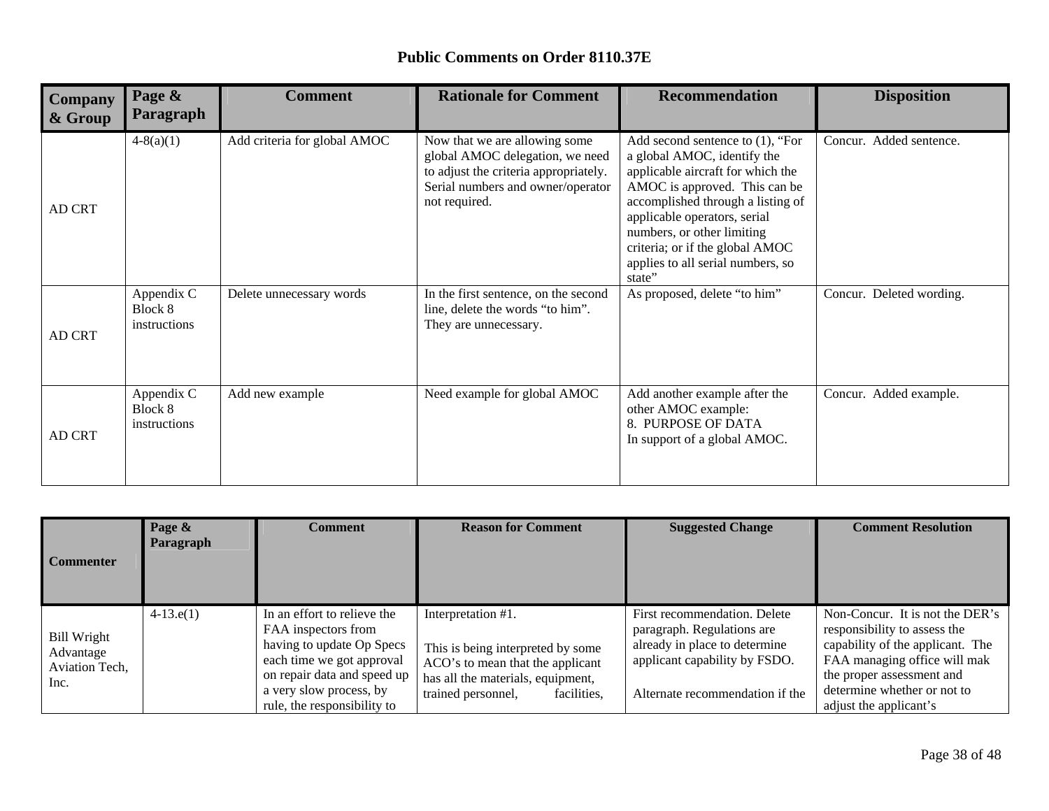# Public Comments on Order 8110.37E

| Company & Group | Page & Paragraph | Comment | Rationale for Comment | Recommendation | Disposition |
|---|---|---|---|---|---|
| AD CRT | 4-8(a)(1) | Add criteria for global AMOC | Now that we are allowing some global AMOC delegation, we need to adjust the criteria appropriately. Serial numbers and owner/operator not required. | Add second sentence to (1), "For a global AMOC, identify the applicable aircraft for which the AMOC is approved. This can be accomplished through a listing of applicable operators, serial numbers, or other limiting criteria; or if the global AMOC applies to all serial numbers, so state" | Concur. Added sentence. |
| AD CRT | Appendix C Block 8 instructions | Delete unnecessary words | In the first sentence, on the second line, delete the words "to him". They are unnecessary. | As proposed, delete "to him" | Concur. Deleted wording. |
| AD CRT | Appendix C Block 8 instructions | Add new example | Need example for global AMOC | Add another example after the other AMOC example: 8. PURPOSE OF DATA In support of a global AMOC. | Concur. Added example. |

| Commenter | Page & Paragraph | Comment | Reason for Comment | Suggested Change | Comment Resolution |
|---|---|---|---|---|---|
| Bill Wright Advantage Aviation Tech, Inc. | 4-13.e(1) | In an effort to relieve the FAA inspectors from having to update Op Specs each time we got approval on repair data and speed up a very slow process, by rule, the responsibility to | Interpretation #1. This is being interpreted by some ACO's to mean that the applicant has all the materials, equipment, trained personnel, facilities, | First recommendation. Delete paragraph. Regulations are already in place to determine applicant capability by FSDO. Alternate recommendation if the | Non-Concur. It is not the DER's responsibility to assess the capability of the applicant. The FAA managing office will mak the proper assessment and determine whether or not to adjust the applicant's |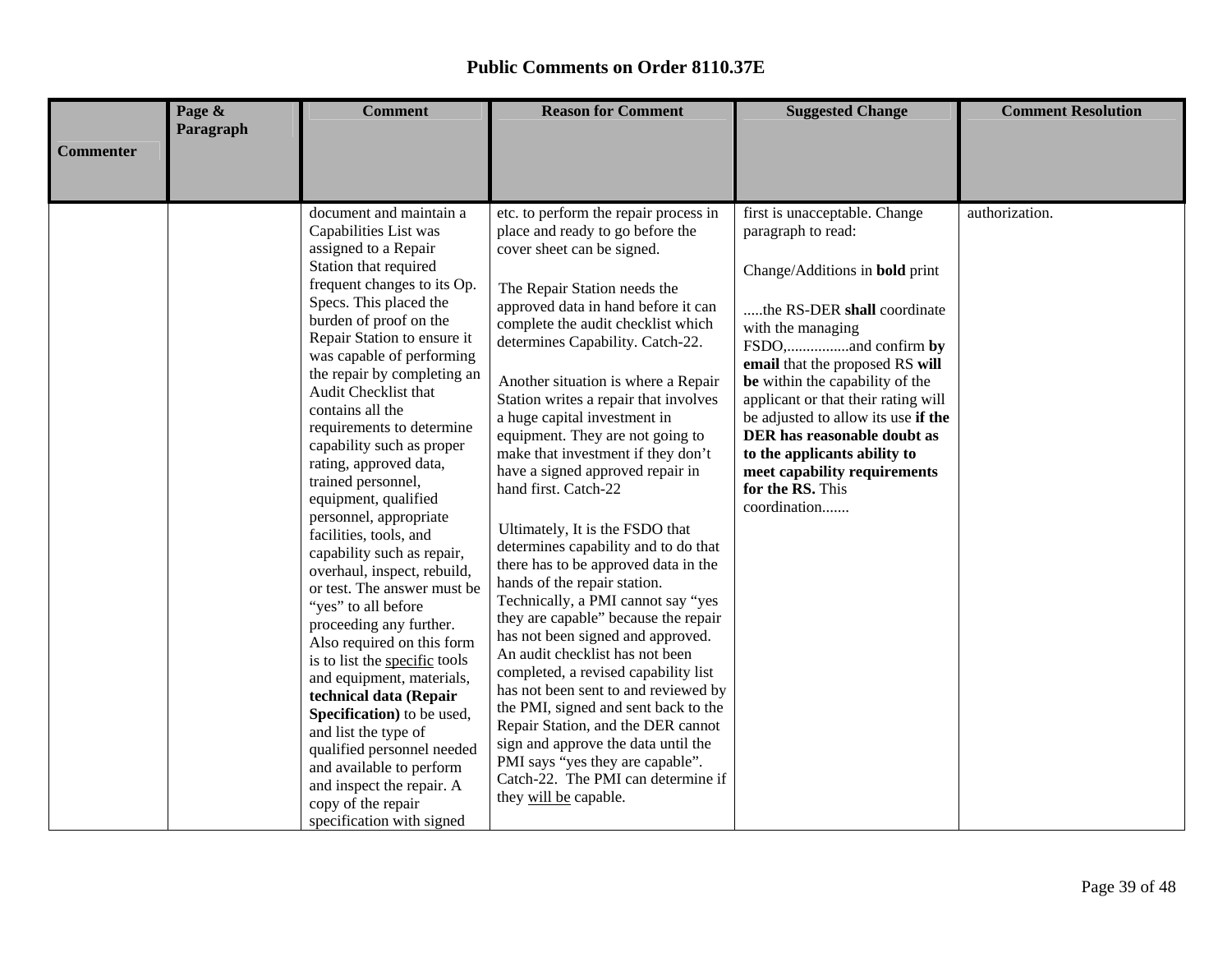# Public Comments on Order 8110.37E

| Commenter | Page & Paragraph | Comment | Reason for Comment | Suggested Change | Comment Resolution |
|---|---|---|---|---|---|
| | | document and maintain a Capabilities List was assigned to a Repair Station that required frequent changes to its Op. Specs. This placed the burden of proof on the Repair Station to ensure it was capable of performing the repair by completing an Audit Checklist that contains all the requirements to determine capability such as proper rating, approved data, trained personnel, equipment, qualified personnel, appropriate facilities, tools, and capability such as repair, overhaul, inspect, rebuild, or test. The answer must be "yes" to all before proceeding any further. Also required on this form is to list the <u>specific</u> tools and equipment, materials, **technical data (Repair Specification)** to be used, and list the type of qualified personnel needed and available to perform and inspect the repair. A copy of the repair specification with signed | etc. to perform the repair process in place and ready to go before the cover sheet can be signed.<br><br>The Repair Station needs the approved data in hand before it can complete the audit checklist which determines Capability. Catch-22.<br><br>Another situation is where a Repair Station writes a repair that involves a huge capital investment in equipment. They are not going to make that investment if they don't have a signed approved repair in hand first. Catch-22<br><br>Ultimately, It is the FSDO that determines capability and to do that there has to be approved data in the hands of the repair station. Technically, a PMI cannot say "yes they are capable" because the repair has not been signed and approved. An audit checklist has not been completed, a revised capability list has not been sent to and reviewed by the PMI, signed and sent back to the Repair Station, and the DER cannot sign and approve the data until the PMI says "yes they are capable". Catch-22. The PMI can determine if they <u>will be</u> capable. | first is unacceptable. Change paragraph to read:<br><br>Change/Additions in **bold** print<br><br>.....the RS-DER **shall** coordinate with the managing FSDO,................and confirm **by email** that the proposed RS **will be** within the capability of the applicant or that their rating will be adjusted to allow its use **if the DER has reasonable doubt as to the applicants ability to meet capability requirements for the RS.** This coordination....... | authorization. |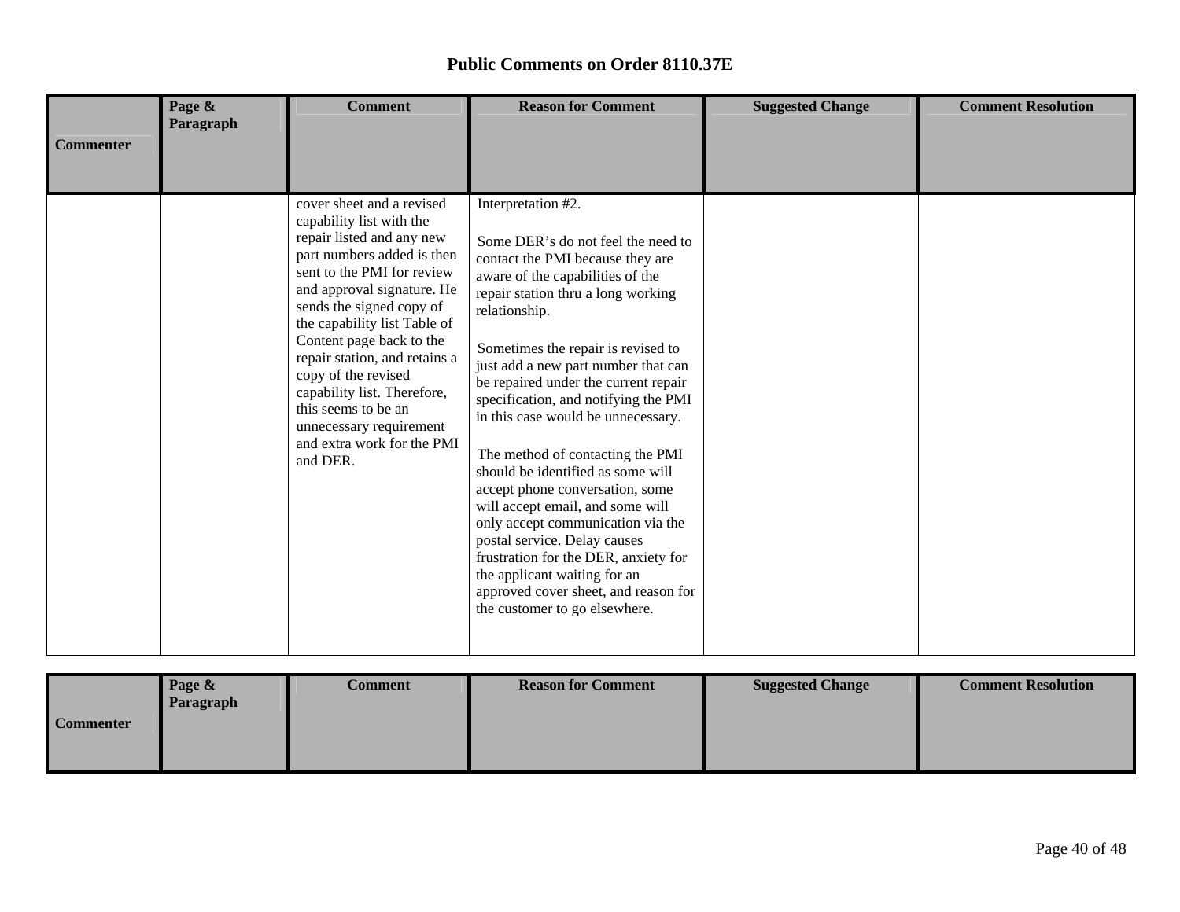# Public Comments on Order 8110.37E

| Commenter | Page & Paragraph | Comment | Reason for Comment | Suggested Change | Comment Resolution |
|---|---|---|---|---|---|
| | | cover sheet and a revised capability list with the repair listed and any new part numbers added is then sent to the PMI for review and approval signature. He sends the signed copy of the capability list Table of Content page back to the repair station, and retains a copy of the revised capability list. Therefore, this seems to be an unnecessary requirement and extra work for the PMI and DER. | Interpretation #2.<br><br>Some DER's do not feel the need to contact the PMI because they are aware of the capabilities of the repair station thru a long working relationship.<br><br>Sometimes the repair is revised to just add a new part number that can be repaired under the current repair specification, and notifying the PMI in this case would be unnecessary.<br><br>The method of contacting the PMI should be identified as some will accept phone conversation, some will accept email, and some will only accept communication via the postal service. Delay causes frustration for the DER, anxiety for the applicant waiting for an approved cover sheet, and reason for the customer to go elsewhere. | | |

| Commenter | Page & Paragraph | Comment | Reason for Comment | Suggested Change | Comment Resolution |
|---|---|---|---|---|---|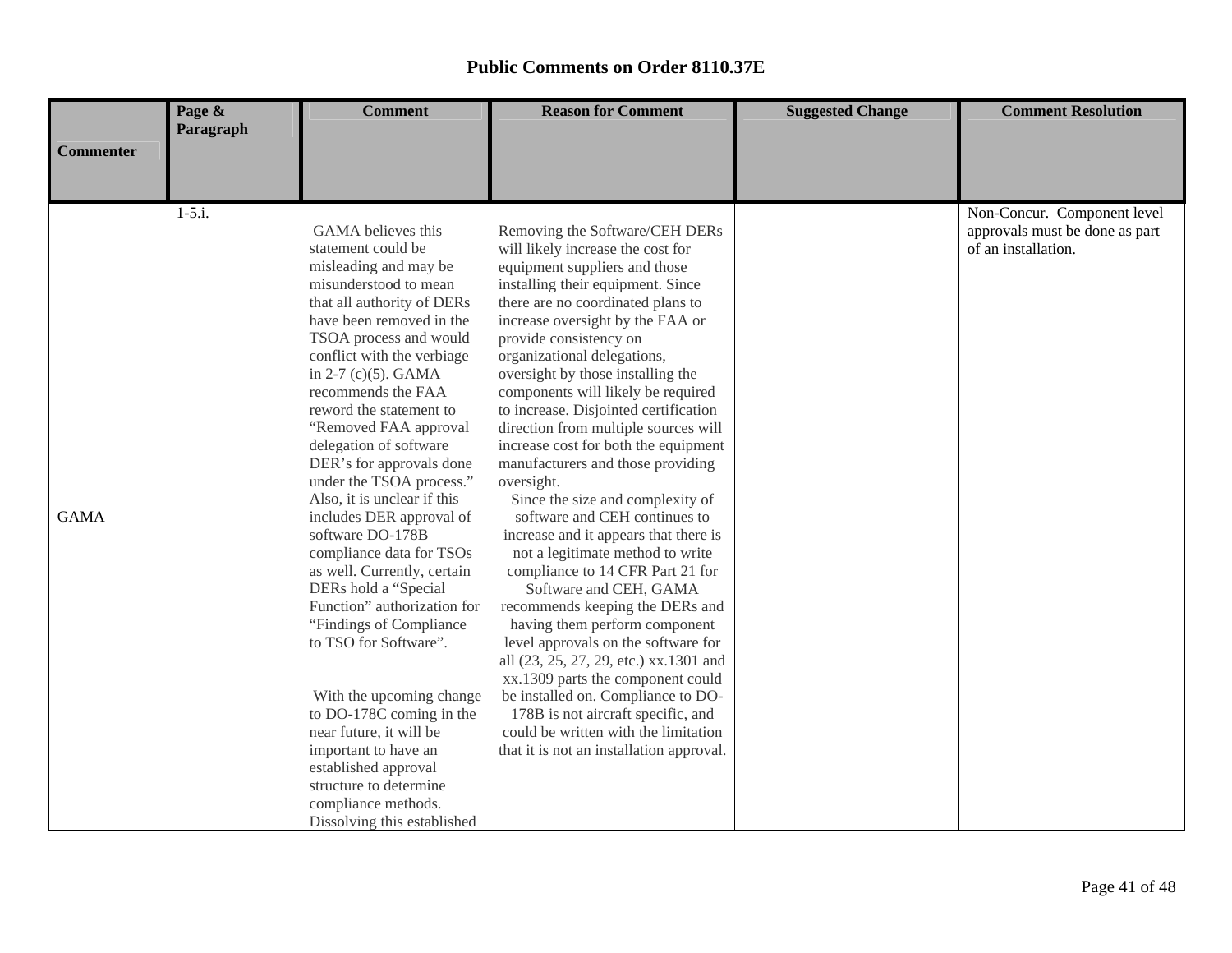# Public Comments on Order 8110.37E

| Commenter | Page & Paragraph | Comment | Reason for Comment | Suggested Change | Comment Resolution |
|---|---|---|---|---|---|
| GAMA | 1-5.i. | GAMA believes this statement could be misleading and may be misunderstood to mean that all authority of DERs have been removed in the TSOA process and would conflict with the verbiage in 2-7 (c)(5). GAMA recommends the FAA reword the statement to "Removed FAA approval delegation of software DER's for approvals done under the TSOA process." Also, it is unclear if this includes DER approval of software DO-178B compliance data for TSOs as well. Currently, certain DERs hold a "Special Function" authorization for "Findings of Compliance to TSO for Software". With the upcoming change to DO-178C coming in the near future, it will be important to have an established approval structure to determine compliance methods. Dissolving this established | Removing the Software/CEH DERs will likely increase the cost for equipment suppliers and those installing their equipment. Since there are no coordinated plans to increase oversight by the FAA or provide consistency on organizational delegations, oversight by those installing the components will likely be required to increase. Disjointed certification direction from multiple sources will increase cost for both the equipment manufacturers and those providing oversight. Since the size and complexity of software and CEH continues to increase and it appears that there is not a legitimate method to write compliance to 14 CFR Part 21 for Software and CEH, GAMA recommends keeping the DERs and having them perform component level approvals on the software for all (23, 25, 27, 29, etc.) xx.1301 and xx.1309 parts the component could be installed on. Compliance to DO-178B is not aircraft specific, and could be written with the limitation that it is not an installation approval. | | Non-Concur. Component level approvals must be done as part of an installation. |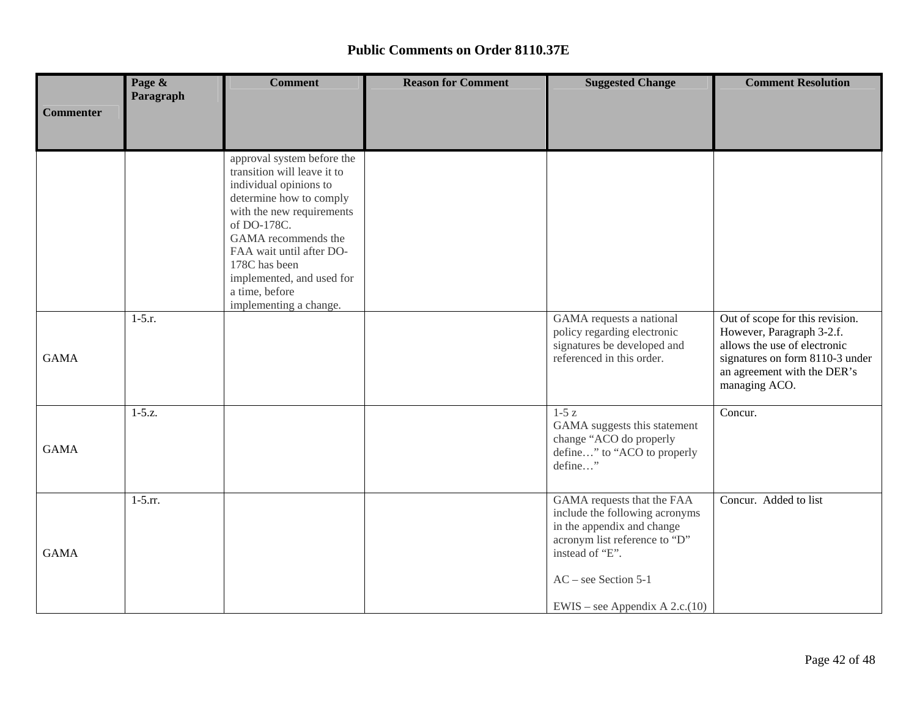# Public Comments on Order 8110.37E

| Commenter | Page & Paragraph | Comment | Reason for Comment | Suggested Change | Comment Resolution |
|---|---|---|---|---|---|
| | | approval system before the transition will leave it to individual opinions to determine how to comply with the new requirements of DO-178C.<br>GAMA recommends the FAA wait until after DO-178C has been implemented, and used for a time, before implementing a change. | | | |
| GAMA | 1-5.r. | | | GAMA requests a national policy regarding electronic signatures be developed and referenced in this order. | Out of scope for this revision. However, Paragraph 3-2.f. allows the use of electronic signatures on form 8110-3 under an agreement with the DER's managing ACO. |
| GAMA | 1-5.z. | | | 1-5 z<br>GAMA suggests this statement change "ACO do properly define…" to "ACO to properly define…" | Concur. |
| GAMA | 1-5.rr. | | | GAMA requests that the FAA include the following acronyms in the appendix and change acronym list reference to "D" instead of "E".<br><br>AC – see Section 5-1<br><br>EWIS – see Appendix A 2.c.(10) | Concur. Added to list |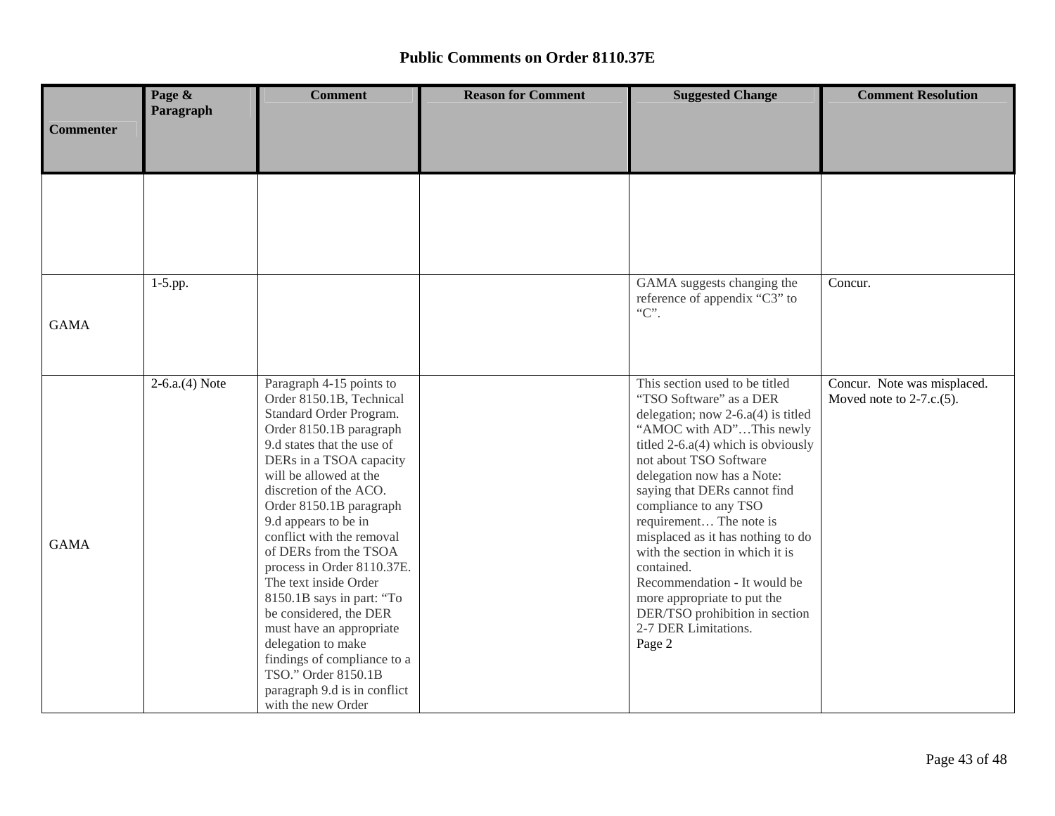# Public Comments on Order 8110.37E

| Commenter | Page & Paragraph | Comment | Reason for Comment | Suggested Change | Comment Resolution |
|---|---|---|---|---|---|
| | | | | | |
| GAMA | 1-5.pp. | | | GAMA suggests changing the reference of appendix "C3" to "C". | Concur. |
| GAMA | 2-6.a.(4) Note | Paragraph 4-15 points to Order 8150.1B, Technical Standard Order Program. Order 8150.1B paragraph 9.d states that the use of DERs in a TSOA capacity will be allowed at the discretion of the ACO. Order 8150.1B paragraph 9.d appears to be in conflict with the removal of DERs from the TSOA process in Order 8110.37E. The text inside Order 8150.1B says in part: "To be considered, the DER must have an appropriate delegation to make findings of compliance to a TSO." Order 8150.1B paragraph 9.d is in conflict with the new Order | | This section used to be titled "TSO Software" as a DER delegation; now 2-6.a(4) is titled "AMOC with AD"…This newly titled 2-6.a(4) which is obviously not about TSO Software delegation now has a Note: saying that DERs cannot find compliance to any TSO requirement… The note is misplaced as it has nothing to do with the section in which it is contained.<br>Recommendation - It would be more appropriate to put the DER/TSO prohibition in section 2-7 DER Limitations.<br>Page 2 | Concur. Note was misplaced. Moved note to 2-7.c.(5). |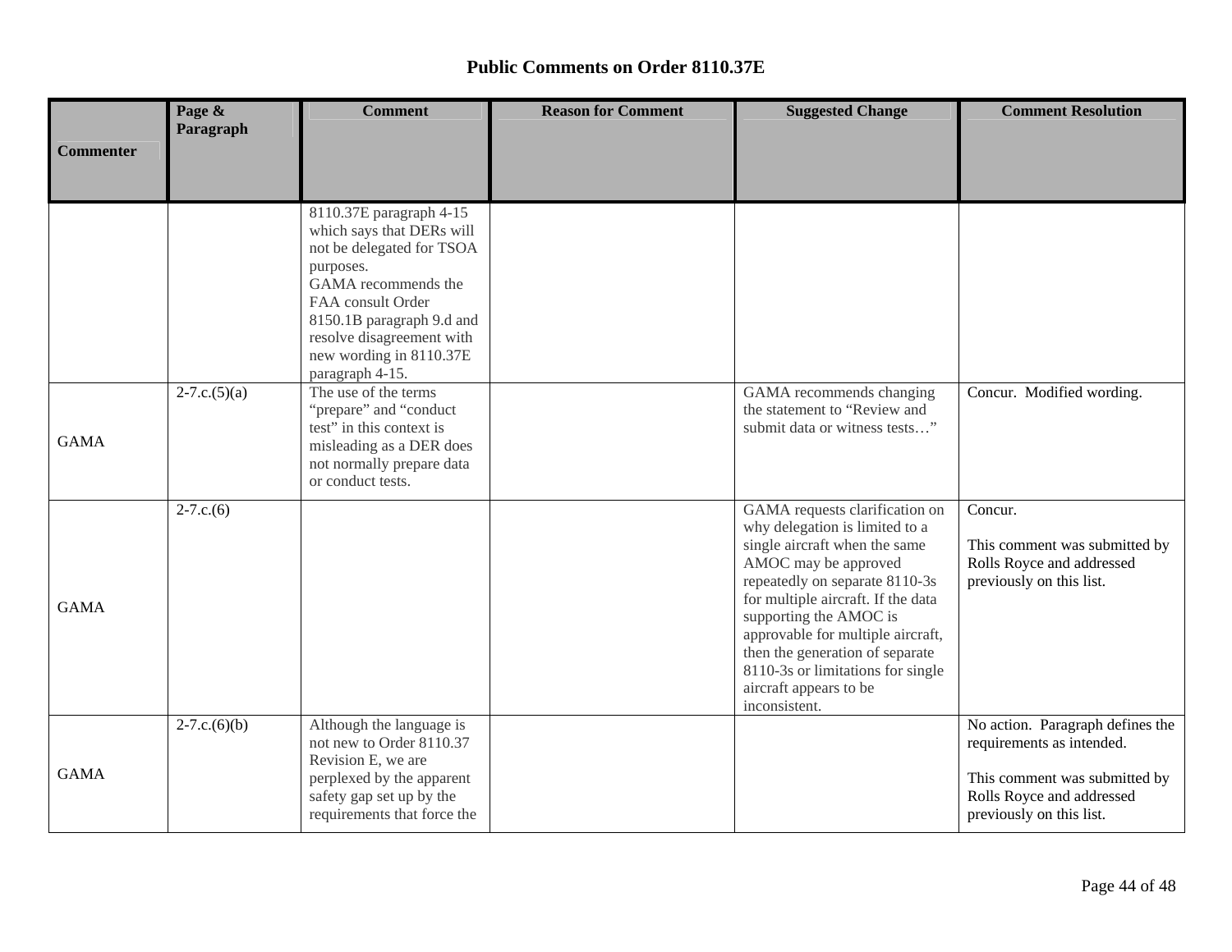## Public Comments on Order 8110.37E

| Commenter | Page & Paragraph | Comment | Reason for Comment | Suggested Change | Comment Resolution |
|---|---|---|---|---|---|
| | | 8110.37E paragraph 4-15 which says that DERs will not be delegated for TSOA purposes. GAMA recommends the FAA consult Order 8150.1B paragraph 9.d and resolve disagreement with new wording in 8110.37E paragraph 4-15. | | | |
| GAMA | 2-7.c.(5)(a) | The use of the terms “prepare” and “conduct test” in this context is misleading as a DER does not normally prepare data or conduct tests. | | GAMA recommends changing the statement to “Review and submit data or witness tests…” | Concur. Modified wording. |
| GAMA | 2-7.c.(6) | | | GAMA requests clarification on why delegation is limited to a single aircraft when the same AMOC may be approved repeatedly on separate 8110-3s for multiple aircraft. If the data supporting the AMOC is approvable for multiple aircraft, then the generation of separate 8110-3s or limitations for single aircraft appears to be inconsistent. | Concur. This comment was submitted by Rolls Royce and addressed previously on this list. |
| GAMA | 2-7.c.(6)(b) | Although the language is not new to Order 8110.37 Revision E, we are perplexed by the apparent safety gap set up by the requirements that force the | | | No action. Paragraph defines the requirements as intended. This comment was submitted by Rolls Royce and addressed previously on this list. |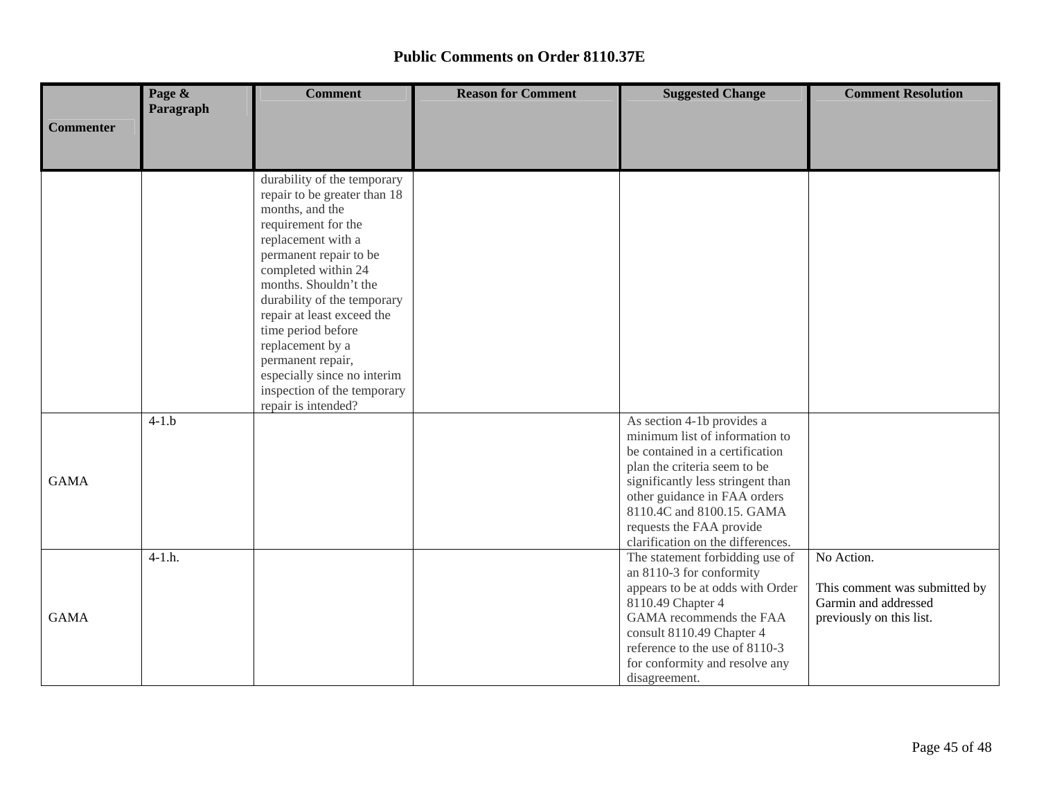# Public Comments on Order 8110.37E

| Commenter | Page & Paragraph | Comment | Reason for Comment | Suggested Change | Comment Resolution |
|---|---|---|---|---|---|
| | | durability of the temporary repair to be greater than 18 months, and the requirement for the replacement with a permanent repair to be completed within 24 months. Shouldn't the durability of the temporary repair at least exceed the time period before replacement by a permanent repair, especially since no interim inspection of the temporary repair is intended? | | | |
| GAMA | 4-1.b | | | As section 4-1b provides a minimum list of information to be contained in a certification plan the criteria seem to be significantly less stringent than other guidance in FAA orders 8110.4C and 8100.15. GAMA requests the FAA provide clarification on the differences. | |
| GAMA | 4-1.h. | | | The statement forbidding use of an 8110-3 for conformity appears to be at odds with Order 8110.49 Chapter 4<br>GAMA recommends the FAA consult 8110.49 Chapter 4 reference to the use of 8110-3 for conformity and resolve any disagreement. | No Action.<br><br>This comment was submitted by Garmin and addressed previously on this list. |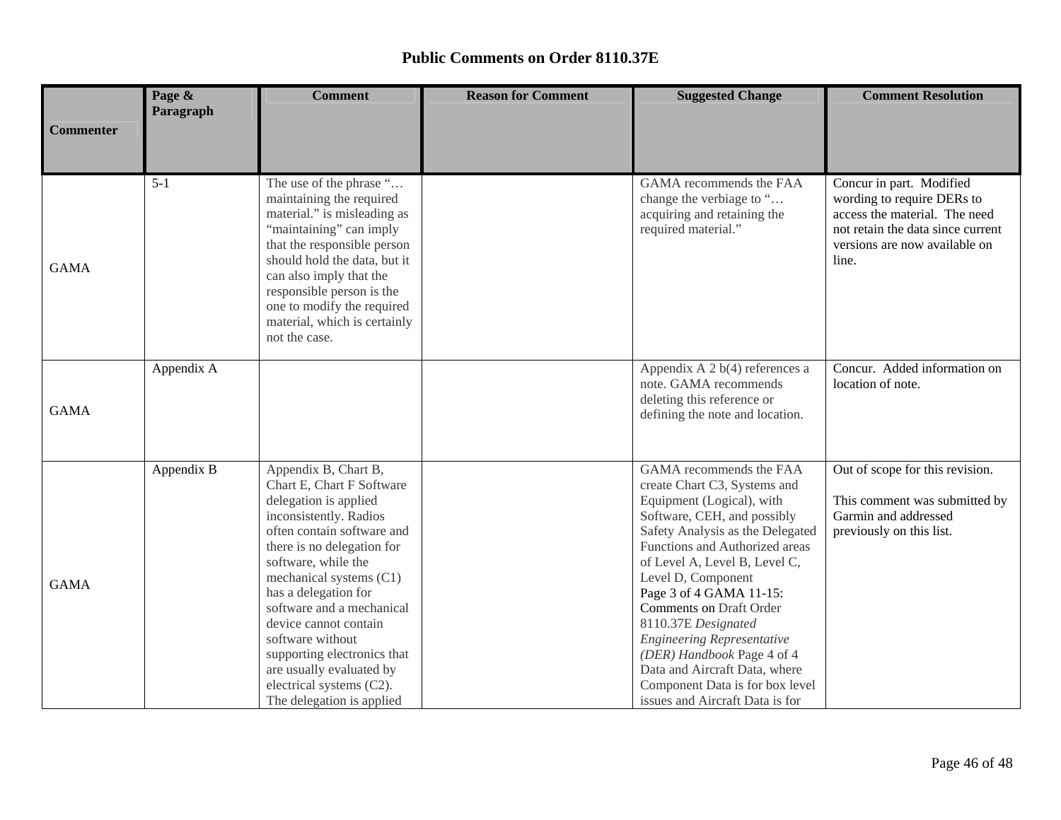# Public Comments on Order 8110.37E

| Commenter | Page & Paragraph | Comment | Reason for Comment | Suggested Change | Comment Resolution |
|---|---|---|---|---|---|
| GAMA | 5-1 | The use of the phrase "… maintaining the required material." is misleading as "maintaining" can imply that the responsible person should hold the data, but it can also imply that the responsible person is the one to modify the required material, which is certainly not the case. | | GAMA recommends the FAA change the verbiage to "… acquiring and retaining the required material." | Concur in part. Modified wording to require DERs to access the material. The need not retain the data since current versions are now available on line. |
| GAMA | Appendix A | | | Appendix A 2 b(4) references a note. GAMA recommends deleting this reference or defining the note and location. | Concur. Added information on location of note. |
| GAMA | Appendix B | Appendix B, Chart B, Chart E, Chart F Software delegation is applied inconsistently. Radios often contain software and there is no delegation for software, while the mechanical systems (C1) has a delegation for software and a mechanical device cannot contain software without supporting electronics that are usually evaluated by electrical systems (C2). The delegation is applied | | GAMA recommends the FAA create Chart C3, Systems and Equipment (Logical), with Software, CEH, and possibly Safety Analysis as the Delegated Functions and Authorized areas of Level A, Level B, Level C, Level D, Component Page 3 of 4 GAMA 11-15: Comments on Draft Order 8110.37E *Designated Engineering Representative (DER) Handbook* Page 4 of 4 Data and Aircraft Data, where Component Data is for box level issues and Aircraft Data is for | Out of scope for this revision.<br><br>This comment was submitted by Garmin and addressed previously on this list. |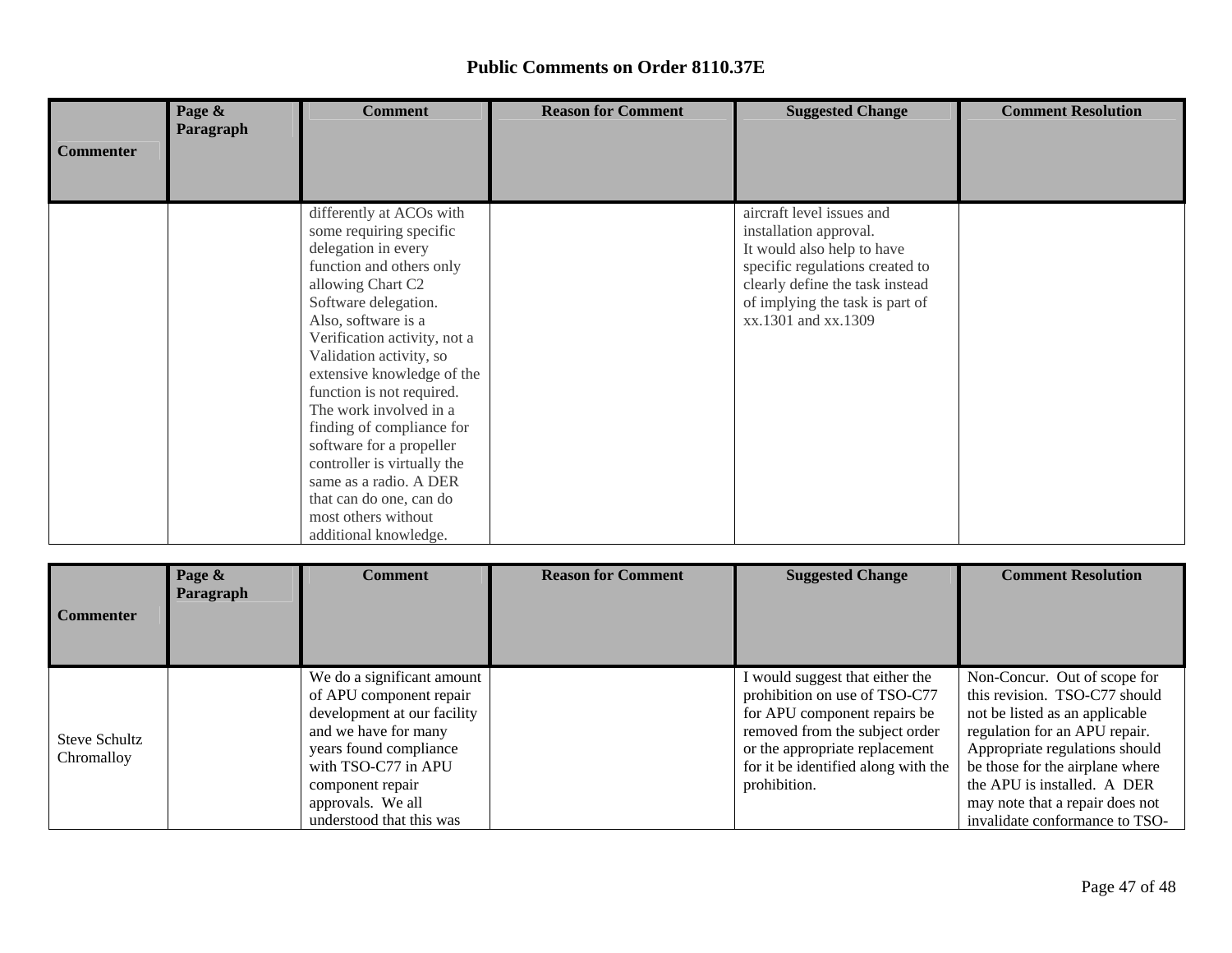# Public Comments on Order 8110.37E

| Commenter | Page & Paragraph | Comment | Reason for Comment | Suggested Change | Comment Resolution |
|---|---|---|---|---|---|
| | | differently at ACOs with some requiring specific delegation in every function and others only allowing Chart C2 Software delegation. Also, software is a Verification activity, not a Validation activity, so extensive knowledge of the function is not required. The work involved in a finding of compliance for software for a propeller controller is virtually the same as a radio. A DER that can do one, can do most others without additional knowledge. | | aircraft level issues and installation approval. It would also help to have specific regulations created to clearly define the task instead of implying the task is part of xx.1301 and xx.1309 | |

| Commenter | Page & Paragraph | Comment | Reason for Comment | Suggested Change | Comment Resolution |
|---|---|---|---|---|---|
| Steve Schultz Chromalloy | | We do a significant amount of APU component repair development at our facility and we have for many years found compliance with TSO-C77 in APU component repair approvals. We all understood that this was | | I would suggest that either the prohibition on use of TSO-C77 for APU component repairs be removed from the subject order or the appropriate replacement for it be identified along with the prohibition. | Non-Concur. Out of scope for this revision. TSO-C77 should not be listed as an applicable regulation for an APU repair. Appropriate regulations should be those for the airplane where the APU is installed. A DER may note that a repair does not invalidate conformance to TSO- |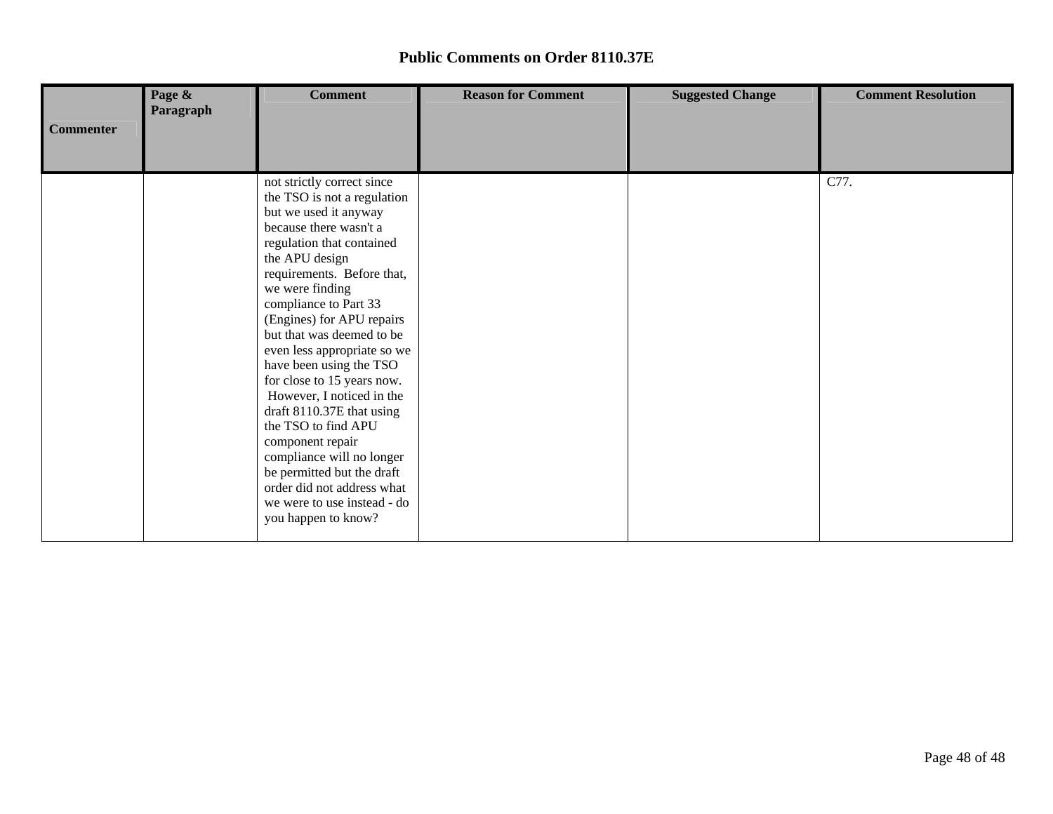# Public Comments on Order 8110.37E

| Commenter | Page & Paragraph | Comment | Reason for Comment | Suggested Change | Comment Resolution |
|---|---|---|---|---|---|
| | | not strictly correct since the TSO is not a regulation but we used it anyway because there wasn't a regulation that contained the APU design requirements. Before that, we were finding compliance to Part 33 (Engines) for APU repairs but that was deemed to be even less appropriate so we have been using the TSO for close to 15 years now. However, I noticed in the draft 8110.37E that using the TSO to find APU component repair compliance will no longer be permitted but the draft order did not address what we were to use instead - do you happen to know? | | | C77. |